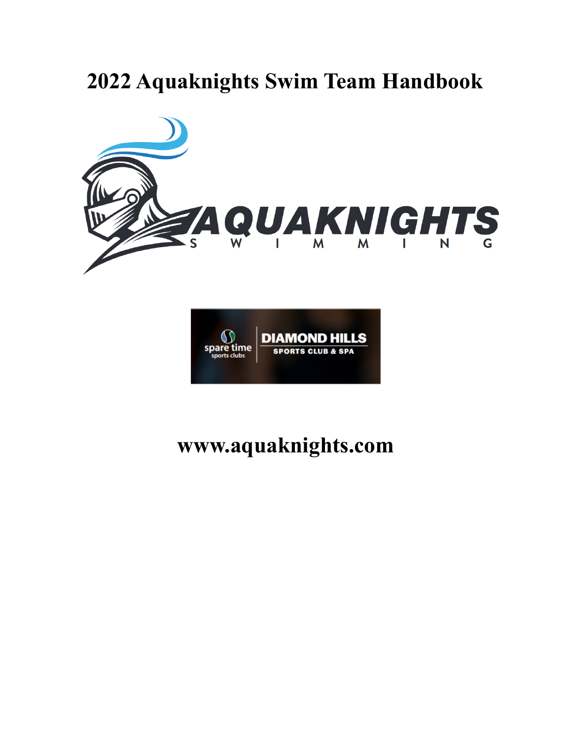# 2022 Aquaknights Swim Team Handbook

# www.aquaknights.com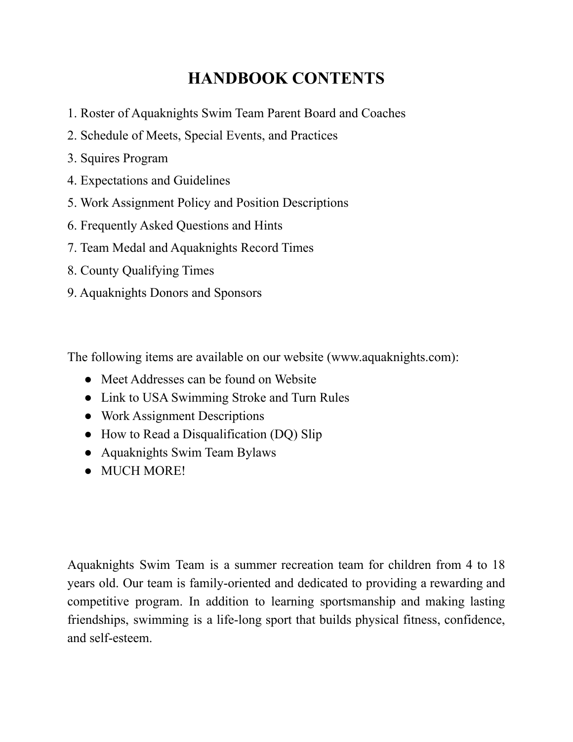# HANDBOOK CONTENTS

1. Roster of Aquaknights Swim Team Parent Board and Coaches
2. Schedule of Meets, Special Events, and Practices
3. Squires Program
4. Expectations and Guidelines
5. Work Assignment Policy and Position Descriptions
6. Frequently Asked Questions and Hints
7. Team Medal and Aquaknights Record Times
8. County Qualifying Times
9. Aquaknights Donors and Sponsors

The following items are available on our website (www.aquaknights.com):

- Meet Addresses can be found on Website
- Link to USA Swimming Stroke and Turn Rules
- Work Assignment Descriptions
- How to Read a Disqualification (DQ) Slip
- Aquaknights Swim Team Bylaws
- MUCH MORE!

Aquaknights Swim Team is a summer recreation team for children from 4 to 18 years old. Our team is family-oriented and dedicated to providing a rewarding and competitive program. In addition to learning sportsmanship and making lasting friendships, swimming is a life-long sport that builds physical fitness, confidence, and self-esteem.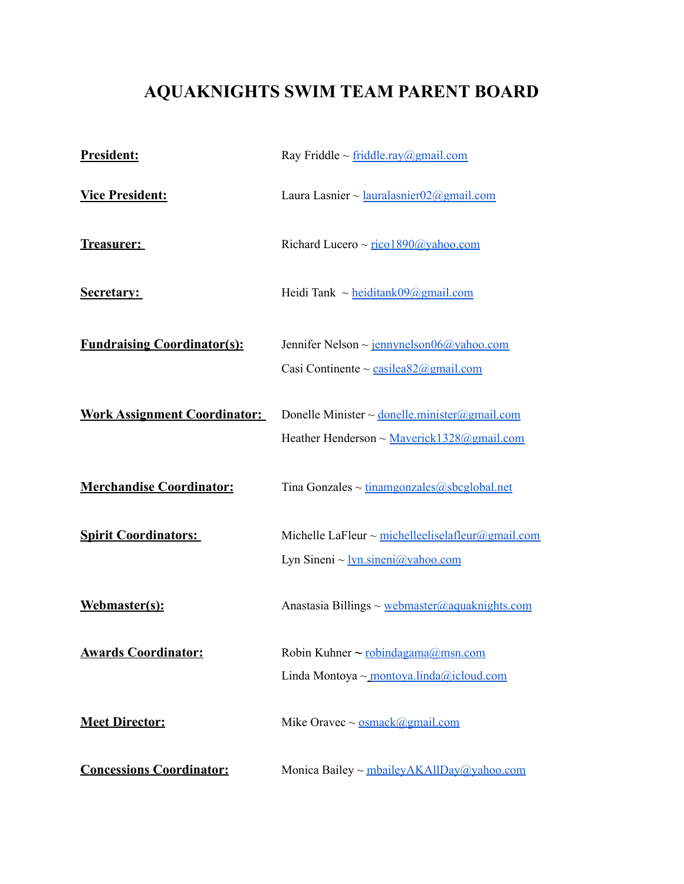# AQUAKNIGHTS SWIM TEAM PARENT BOARD

**President:** Ray Friddle ~ friddle.ray@gmail.com

**Vice President:** Laura Lasnier ~ lauralasnier02@gmail.com

**Treasurer:** Richard Lucero ~ rico1890@yahoo.com

**Secretary:** Heidi Tank ~ heiditank09@gmail.com

**Fundraising Coordinator(s):**
Jennifer Nelson ~ jennynelson06@yahoo.com
Casi Continente ~ casilea82@gmail.com

**Work Assignment Coordinator:**
Donelle Minister ~ donelle.minister@gmail.com
Heather Henderson ~ Maverick1328@gmail.com

**Merchandise Coordinator:** Tina Gonzales ~ tinamgonzales@sbcglobal.net

**Spirit Coordinators:**
Michelle LaFleur ~ michelleeliselafleur@gmail.com
Lyn Sineni ~ lyn.sineni@yahoo.com

**Webmaster(s):** Anastasia Billings ~ webmaster@aquaknights.com

**Awards Coordinator:**
Robin Kuhner ~ robindagama@msn.com
Linda Montoya ~ montoya.linda@icloud.com

**Meet Director:** Mike Oravec ~ osmack@gmail.com

**Concessions Coordinator:** Monica Bailey ~ mbaileyAKAllDay@yahoo.com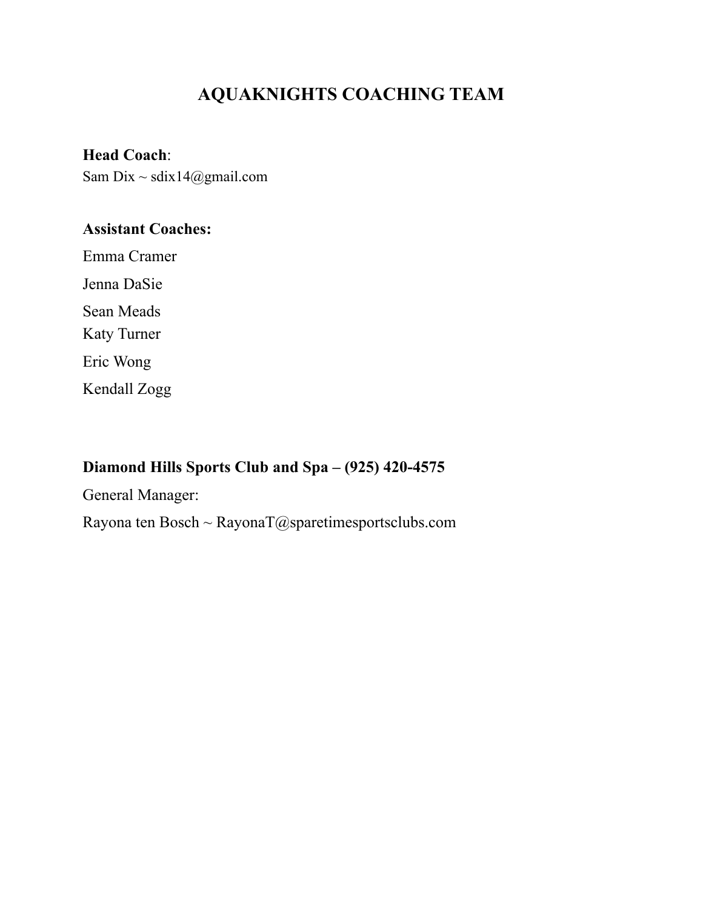# AQUAKNIGHTS COACHING TEAM

**Head Coach**:
Sam Dix ~ sdix14@gmail.com

**Assistant Coaches:**

Emma Cramer

Jenna DaSie

Sean Meads

Katy Turner

Eric Wong

Kendall Zogg

**Diamond Hills Sports Club and Spa – (925) 420-4575**

General Manager:

Rayona ten Bosch ~ RayonaT@sparetimesportsclubs.com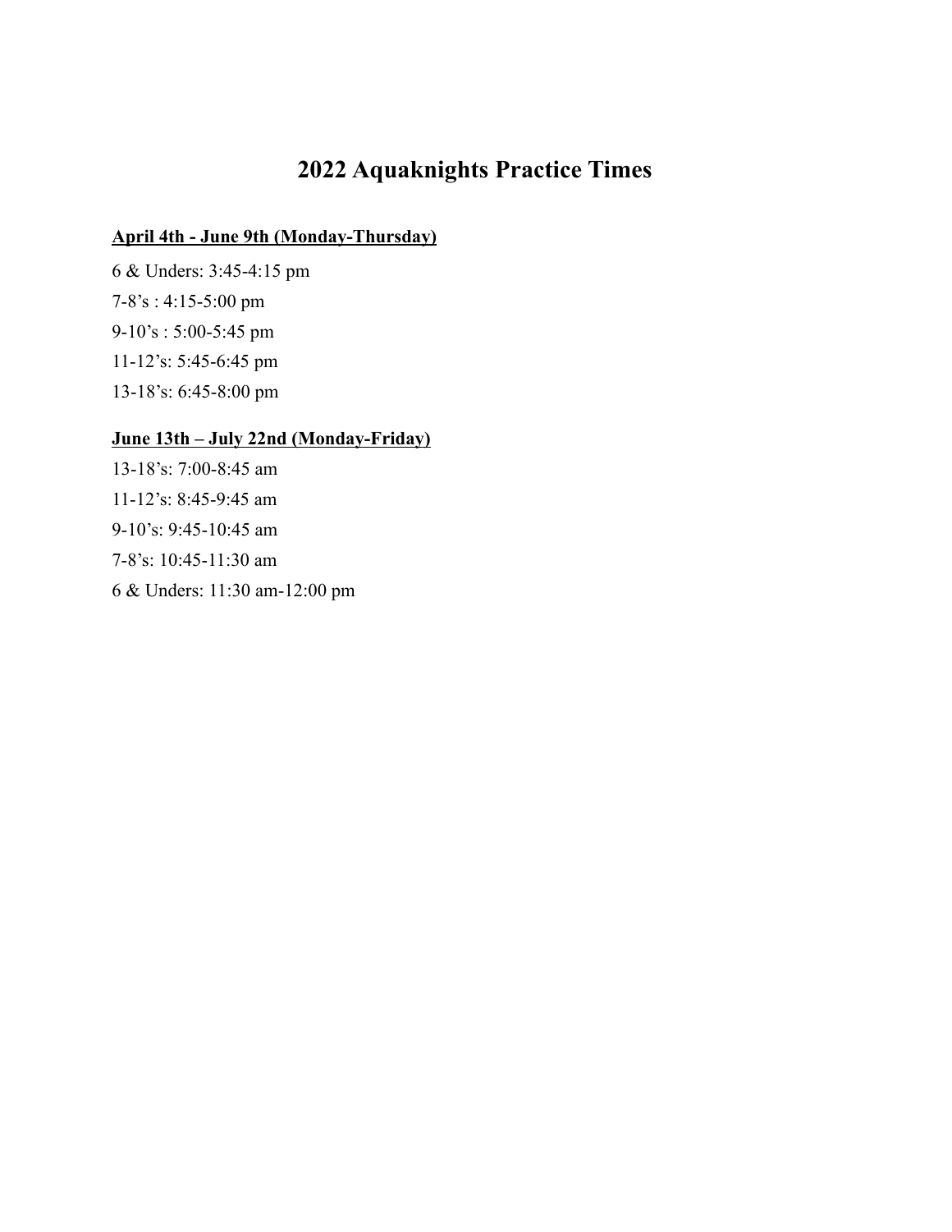# 2022 Aquaknights Practice Times

**April 4th - June 9th (Monday-Thursday)**

6 & Unders: 3:45-4:15 pm

7-8's : 4:15-5:00 pm

9-10's : 5:00-5:45 pm

11-12's: 5:45-6:45 pm

13-18's: 6:45-8:00 pm

**June 13th – July 22nd (Monday-Friday)**

13-18's: 7:00-8:45 am

11-12's: 8:45-9:45 am

9-10's: 9:45-10:45 am

7-8's: 10:45-11:30 am

6 & Unders: 11:30 am-12:00 pm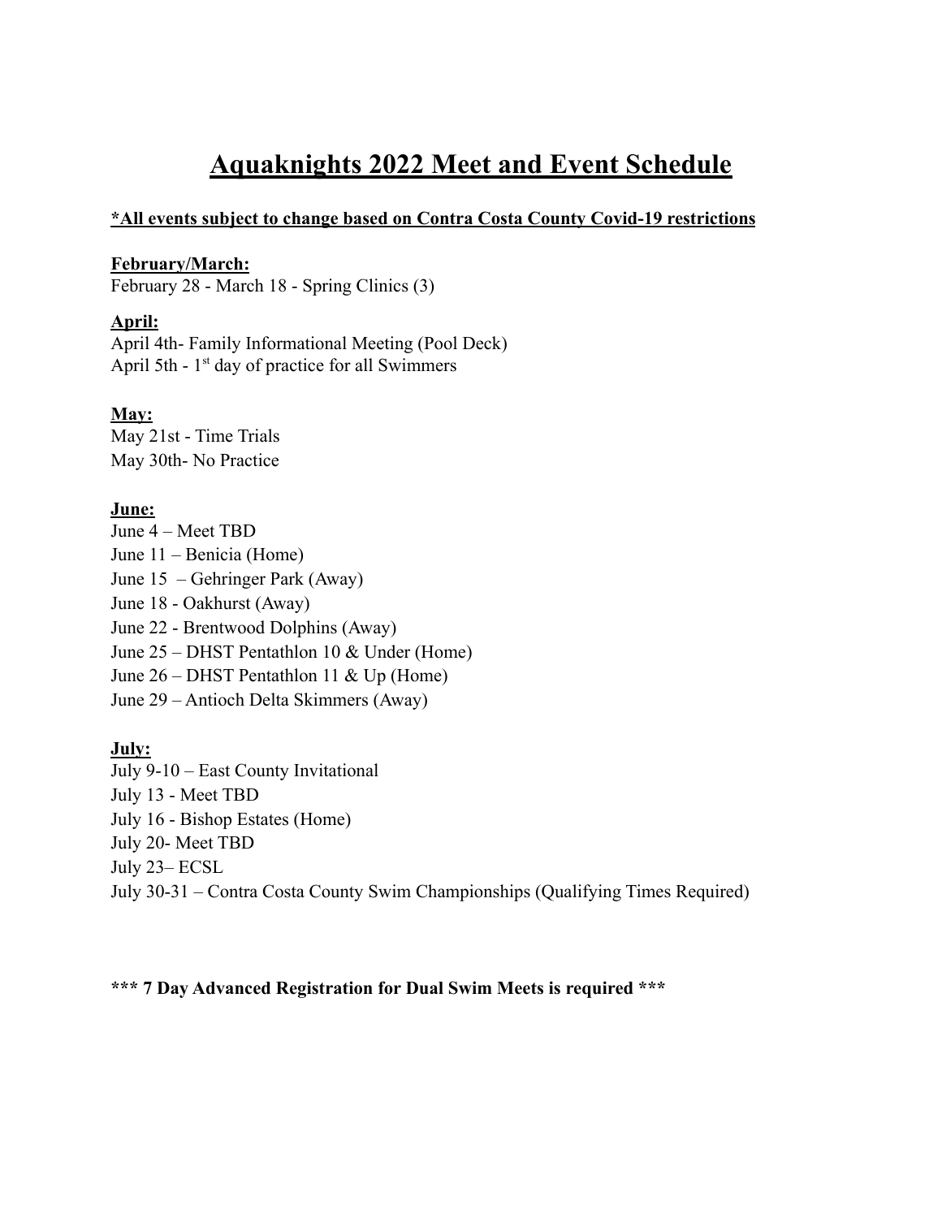# Aquaknights 2022 Meet and Event Schedule

**\*All events subject to change based on Contra Costa County Covid-19 restrictions**

**February/March:**
February 28 - March 18 - Spring Clinics (3)

**April:**
April 4th- Family Informational Meeting (Pool Deck)
April 5th - 1st day of practice for all Swimmers

**May:**
May 21st - Time Trials
May 30th- No Practice

**June:**
June 4 – Meet TBD
June 11 – Benicia (Home)
June 15 – Gehringer Park (Away)
June 18 - Oakhurst (Away)
June 22 - Brentwood Dolphins (Away)
June 25 – DHST Pentathlon 10 & Under (Home)
June 26 – DHST Pentathlon 11 & Up (Home)
June 29 – Antioch Delta Skimmers (Away)

**July:**
July 9-10 – East County Invitational
July 13 - Meet TBD
July 16 - Bishop Estates (Home)
July 20- Meet TBD
July 23– ECSL
July 30-31 – Contra Costa County Swim Championships (Qualifying Times Required)

**\*\*\* 7 Day Advanced Registration for Dual Swim Meets is required \*\*\***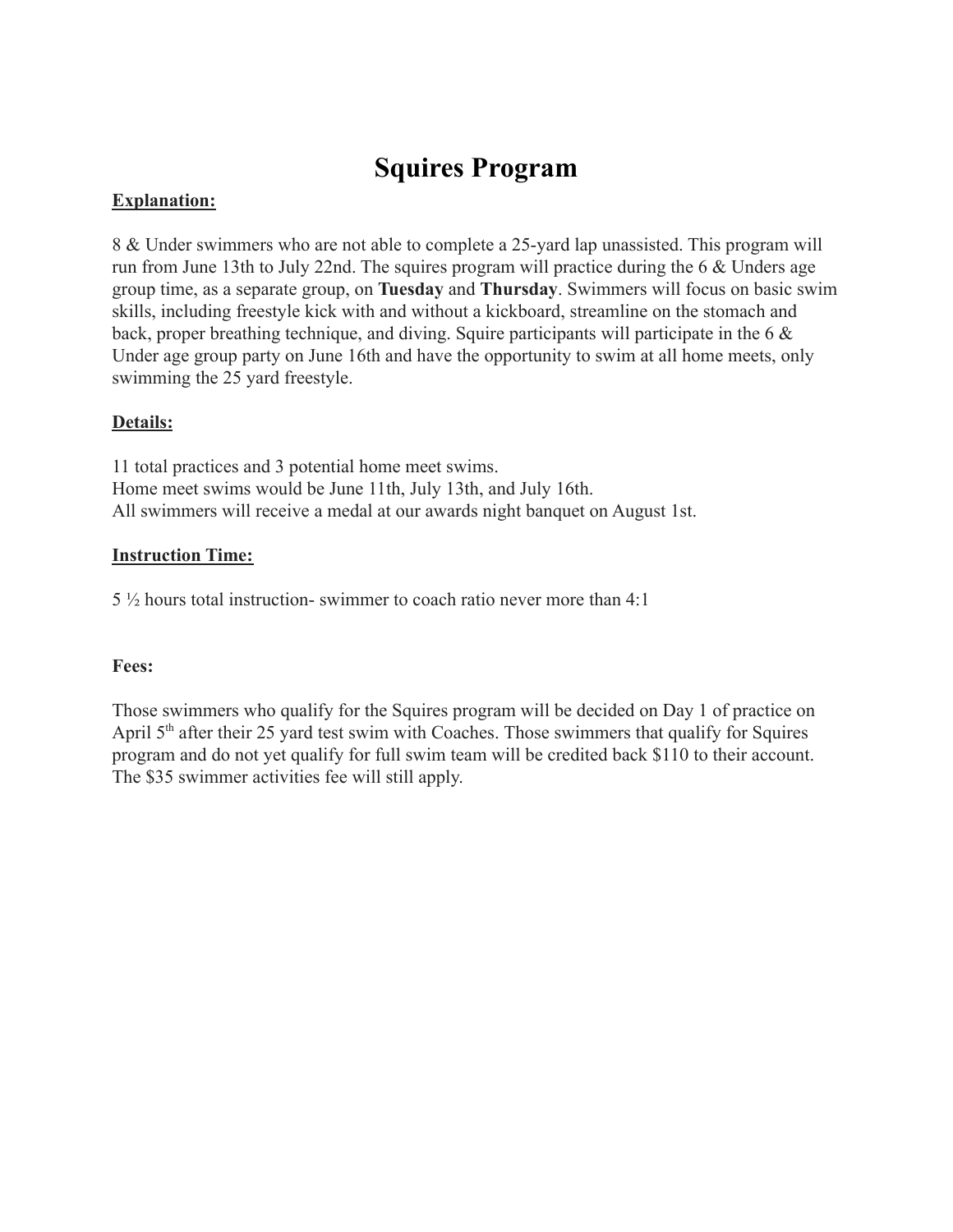# Squires Program

**Explanation:**

8 & Under swimmers who are not able to complete a 25-yard lap unassisted. This program will run from June 13th to July 22nd. The squires program will practice during the 6 & Unders age group time, as a separate group, on **Tuesday** and **Thursday**. Swimmers will focus on basic swim skills, including freestyle kick with and without a kickboard, streamline on the stomach and back, proper breathing technique, and diving. Squire participants will participate in the 6 & Under age group party on June 16th and have the opportunity to swim at all home meets, only swimming the 25 yard freestyle.

**Details:**

11 total practices and 3 potential home meet swims.
Home meet swims would be June 11th, July 13th, and July 16th.
All swimmers will receive a medal at our awards night banquet on August 1st.

**Instruction Time:**

5 ½ hours total instruction- swimmer to coach ratio never more than 4:1

**Fees:**

Those swimmers who qualify for the Squires program will be decided on Day 1 of practice on April 5th after their 25 yard test swim with Coaches. Those swimmers that qualify for Squires program and do not yet qualify for full swim team will be credited back $110 to their account. The $35 swimmer activities fee will still apply.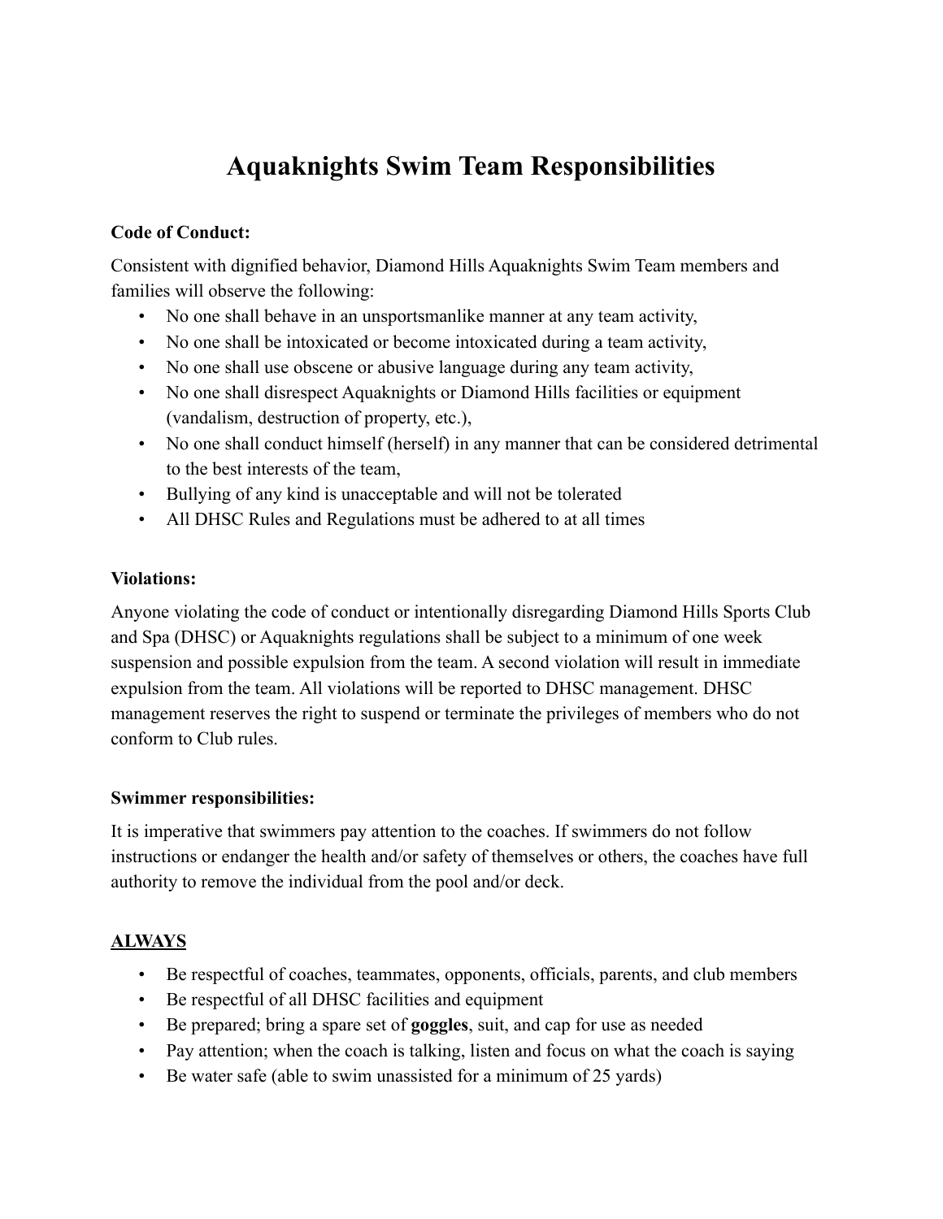# Aquaknights Swim Team Responsibilities

**Code of Conduct:**

Consistent with dignified behavior, Diamond Hills Aquaknights Swim Team members and families will observe the following:

- No one shall behave in an unsportsmanlike manner at any team activity,
- No one shall be intoxicated or become intoxicated during a team activity,
- No one shall use obscene or abusive language during any team activity,
- No one shall disrespect Aquaknights or Diamond Hills facilities or equipment (vandalism, destruction of property, etc.),
- No one shall conduct himself (herself) in any manner that can be considered detrimental to the best interests of the team,
- Bullying of any kind is unacceptable and will not be tolerated
- All DHSC Rules and Regulations must be adhered to at all times

**Violations:**

Anyone violating the code of conduct or intentionally disregarding Diamond Hills Sports Club and Spa (DHSC) or Aquaknights regulations shall be subject to a minimum of one week suspension and possible expulsion from the team. A second violation will result in immediate expulsion from the team. All violations will be reported to DHSC management. DHSC management reserves the right to suspend or terminate the privileges of members who do not conform to Club rules.

**Swimmer responsibilities:**

It is imperative that swimmers pay attention to the coaches. If swimmers do not follow instructions or endanger the health and/or safety of themselves or others, the coaches have full authority to remove the individual from the pool and/or deck.

**<u>ALWAYS</u>**

- Be respectful of coaches, teammates, opponents, officials, parents, and club members
- Be respectful of all DHSC facilities and equipment
- Be prepared; bring a spare set of **goggles**, suit, and cap for use as needed
- Pay attention; when the coach is talking, listen and focus on what the coach is saying
- Be water safe (able to swim unassisted for a minimum of 25 yards)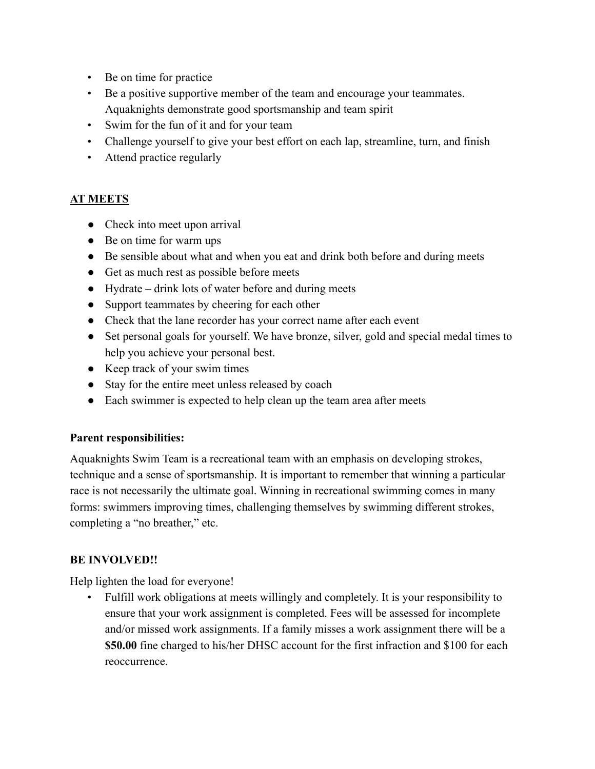- Be on time for practice
- Be a positive supportive member of the team and encourage your teammates. Aquaknights demonstrate good sportsmanship and team spirit
- Swim for the fun of it and for your team
- Challenge yourself to give your best effort on each lap, streamline, turn, and finish
- Attend practice regularly

**<u>AT MEETS</u>**

- Check into meet upon arrival
- Be on time for warm ups
- Be sensible about what and when you eat and drink both before and during meets
- Get as much rest as possible before meets
- Hydrate – drink lots of water before and during meets
- Support teammates by cheering for each other
- Check that the lane recorder has your correct name after each event
- Set personal goals for yourself. We have bronze, silver, gold and special medal times to help you achieve your personal best.
- Keep track of your swim times
- Stay for the entire meet unless released by coach
- Each swimmer is expected to help clean up the team area after meets

**Parent responsibilities:**

Aquaknights Swim Team is a recreational team with an emphasis on developing strokes, technique and a sense of sportsmanship. It is important to remember that winning a particular race is not necessarily the ultimate goal. Winning in recreational swimming comes in many forms: swimmers improving times, challenging themselves by swimming different strokes, completing a "no breather," etc.

**BE INVOLVED!!**

Help lighten the load for everyone!

- Fulfill work obligations at meets willingly and completely. It is your responsibility to ensure that your work assignment is completed. Fees will be assessed for incomplete and/or missed work assignments. If a family misses a work assignment there will be a **$50.00** fine charged to his/her DHSC account for the first infraction and $100 for each reoccurrence.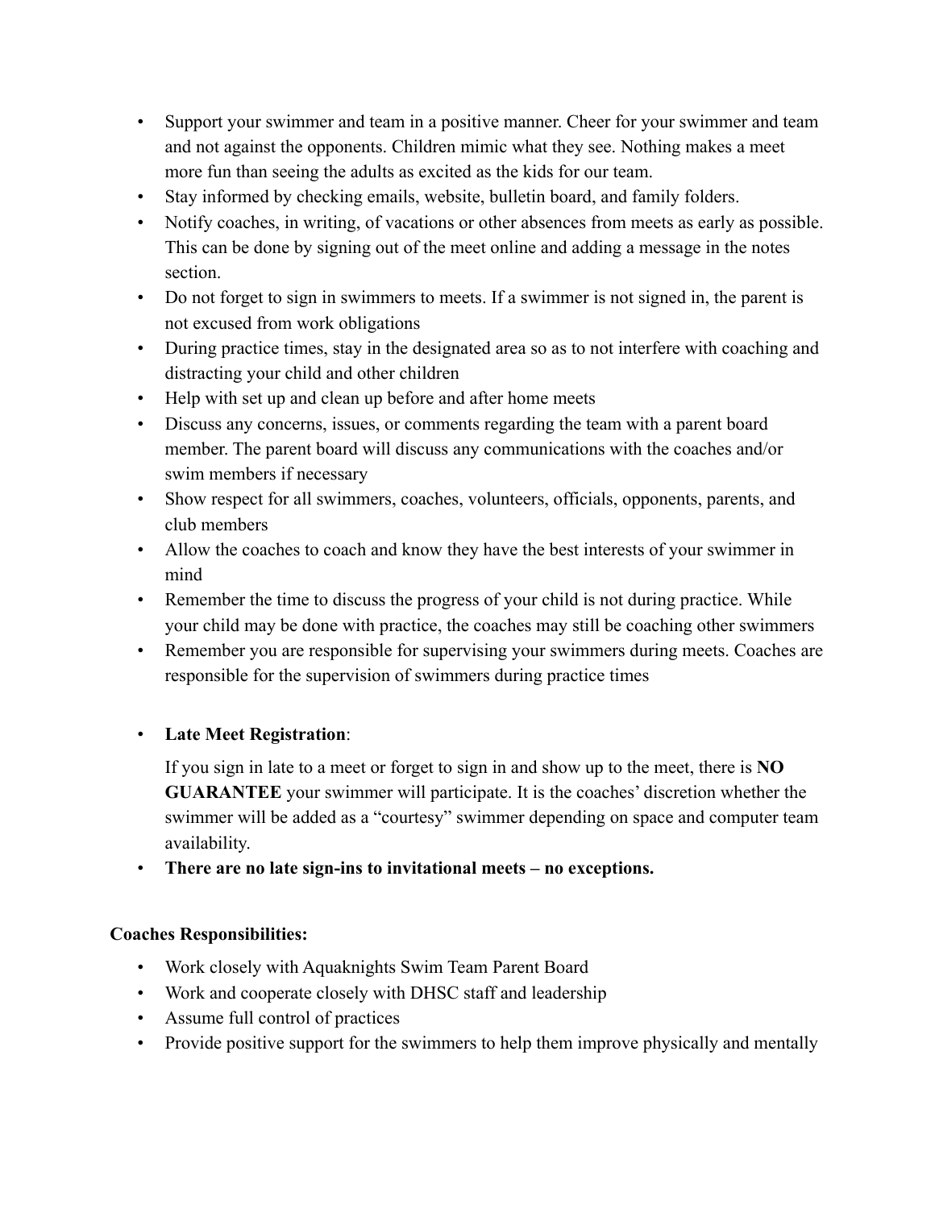- Support your swimmer and team in a positive manner. Cheer for your swimmer and team and not against the opponents. Children mimic what they see. Nothing makes a meet more fun than seeing the adults as excited as the kids for our team.
- Stay informed by checking emails, website, bulletin board, and family folders.
- Notify coaches, in writing, of vacations or other absences from meets as early as possible. This can be done by signing out of the meet online and adding a message in the notes section.
- Do not forget to sign in swimmers to meets. If a swimmer is not signed in, the parent is not excused from work obligations
- During practice times, stay in the designated area so as to not interfere with coaching and distracting your child and other children
- Help with set up and clean up before and after home meets
- Discuss any concerns, issues, or comments regarding the team with a parent board member. The parent board will discuss any communications with the coaches and/or swim members if necessary
- Show respect for all swimmers, coaches, volunteers, officials, opponents, parents, and club members
- Allow the coaches to coach and know they have the best interests of your swimmer in mind
- Remember the time to discuss the progress of your child is not during practice. While your child may be done with practice, the coaches may still be coaching other swimmers
- Remember you are responsible for supervising your swimmers during meets. Coaches are responsible for the supervision of swimmers during practice times

- **Late Meet Registration**:

  If you sign in late to a meet or forget to sign in and show up to the meet, there is **NO GUARANTEE** your swimmer will participate. It is the coaches' discretion whether the swimmer will be added as a "courtesy" swimmer depending on space and computer team availability.
- **There are no late sign-ins to invitational meets – no exceptions.**

**Coaches Responsibilities:**

- Work closely with Aquaknights Swim Team Parent Board
- Work and cooperate closely with DHSC staff and leadership
- Assume full control of practices
- Provide positive support for the swimmers to help them improve physically and mentally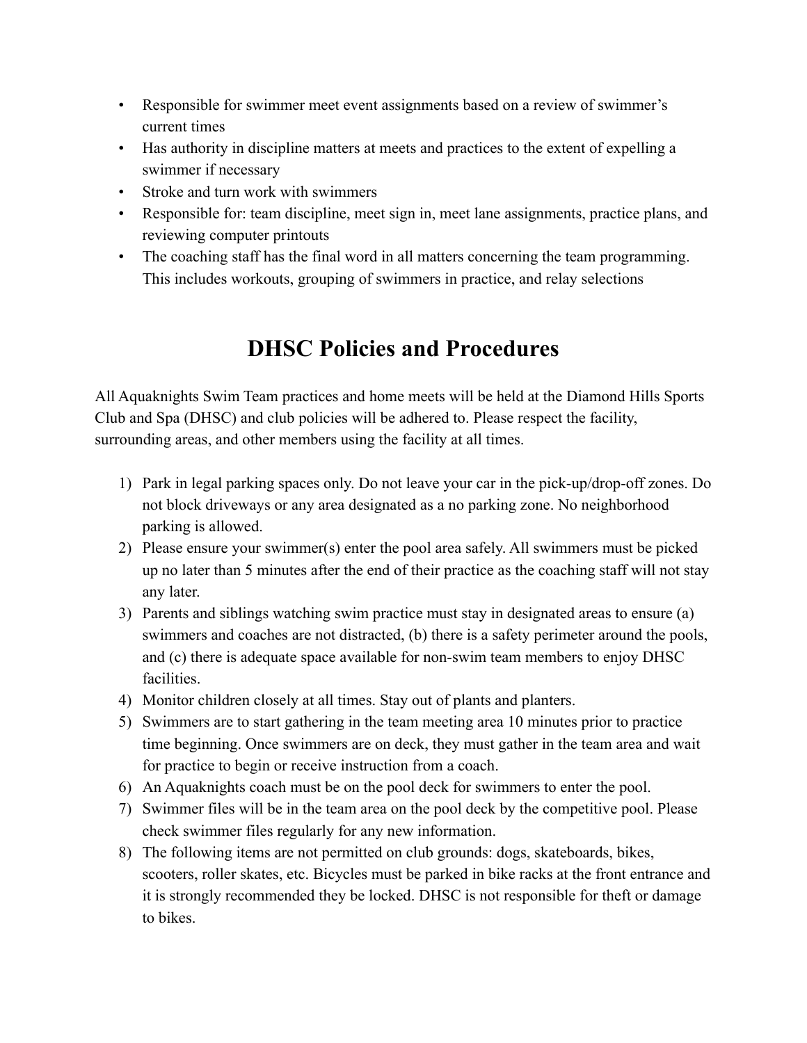- Responsible for swimmer meet event assignments based on a review of swimmer's current times
- Has authority in discipline matters at meets and practices to the extent of expelling a swimmer if necessary
- Stroke and turn work with swimmers
- Responsible for: team discipline, meet sign in, meet lane assignments, practice plans, and reviewing computer printouts
- The coaching staff has the final word in all matters concerning the team programming. This includes workouts, grouping of swimmers in practice, and relay selections

# DHSC Policies and Procedures

All Aquaknights Swim Team practices and home meets will be held at the Diamond Hills Sports Club and Spa (DHSC) and club policies will be adhered to. Please respect the facility, surrounding areas, and other members using the facility at all times.

1) Park in legal parking spaces only. Do not leave your car in the pick-up/drop-off zones. Do not block driveways or any area designated as a no parking zone. No neighborhood parking is allowed.
2) Please ensure your swimmer(s) enter the pool area safely. All swimmers must be picked up no later than 5 minutes after the end of their practice as the coaching staff will not stay any later.
3) Parents and siblings watching swim practice must stay in designated areas to ensure (a) swimmers and coaches are not distracted, (b) there is a safety perimeter around the pools, and (c) there is adequate space available for non-swim team members to enjoy DHSC facilities.
4) Monitor children closely at all times. Stay out of plants and planters.
5) Swimmers are to start gathering in the team meeting area 10 minutes prior to practice time beginning. Once swimmers are on deck, they must gather in the team area and wait for practice to begin or receive instruction from a coach.
6) An Aquaknights coach must be on the pool deck for swimmers to enter the pool.
7) Swimmer files will be in the team area on the pool deck by the competitive pool. Please check swimmer files regularly for any new information.
8) The following items are not permitted on club grounds: dogs, skateboards, bikes, scooters, roller skates, etc. Bicycles must be parked in bike racks at the front entrance and it is strongly recommended they be locked. DHSC is not responsible for theft or damage to bikes.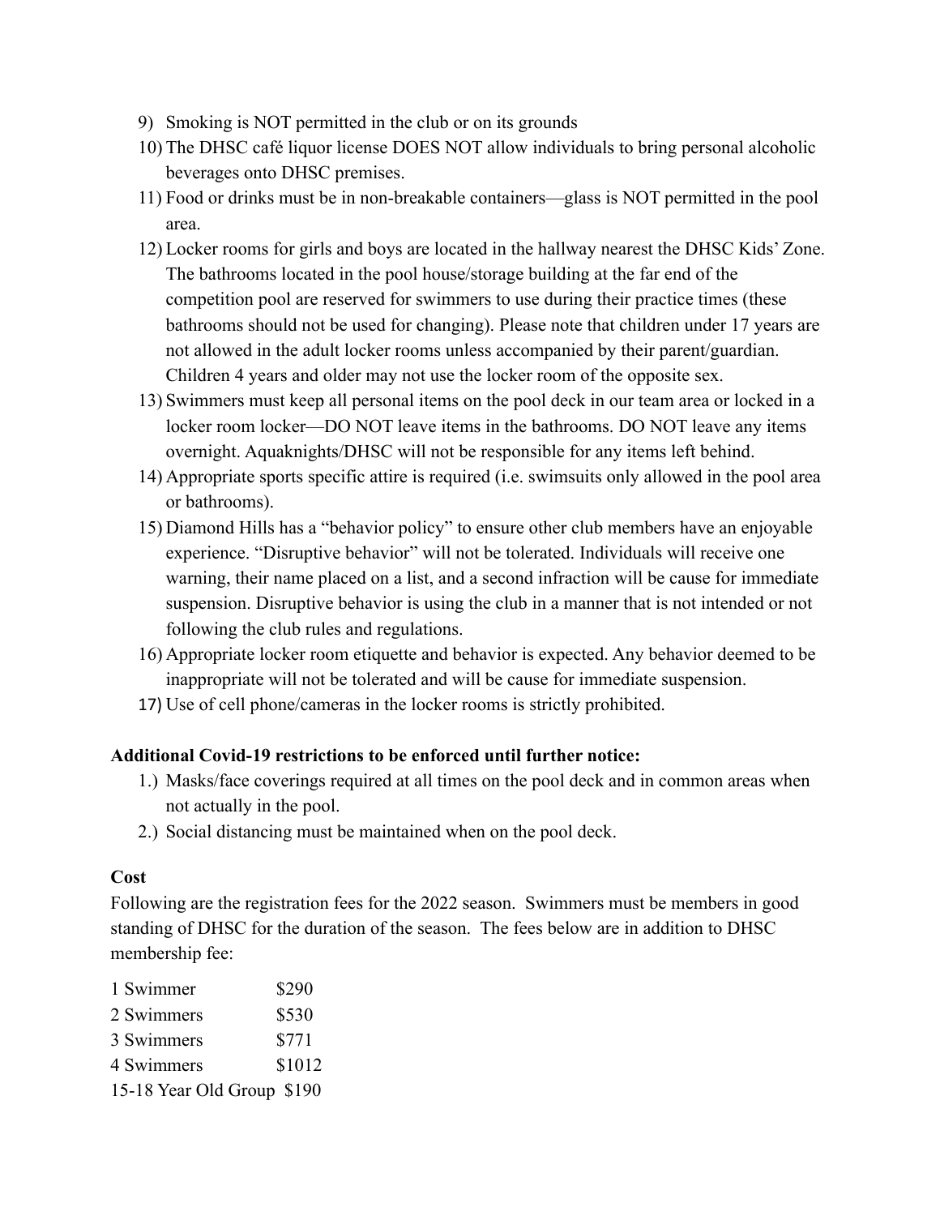9) Smoking is NOT permitted in the club or on its grounds
10) The DHSC café liquor license DOES NOT allow individuals to bring personal alcoholic beverages onto DHSC premises.
11) Food or drinks must be in non-breakable containers—glass is NOT permitted in the pool area.
12) Locker rooms for girls and boys are located in the hallway nearest the DHSC Kids' Zone. The bathrooms located in the pool house/storage building at the far end of the competition pool are reserved for swimmers to use during their practice times (these bathrooms should not be used for changing). Please note that children under 17 years are not allowed in the adult locker rooms unless accompanied by their parent/guardian. Children 4 years and older may not use the locker room of the opposite sex.
13) Swimmers must keep all personal items on the pool deck in our team area or locked in a locker room locker—DO NOT leave items in the bathrooms. DO NOT leave any items overnight. Aquaknights/DHSC will not be responsible for any items left behind.
14) Appropriate sports specific attire is required (i.e. swimsuits only allowed in the pool area or bathrooms).
15) Diamond Hills has a "behavior policy" to ensure other club members have an enjoyable experience. "Disruptive behavior" will not be tolerated. Individuals will receive one warning, their name placed on a list, and a second infraction will be cause for immediate suspension. Disruptive behavior is using the club in a manner that is not intended or not following the club rules and regulations.
16) Appropriate locker room etiquette and behavior is expected. Any behavior deemed to be inappropriate will not be tolerated and will be cause for immediate suspension.
17) Use of cell phone/cameras in the locker rooms is strictly prohibited.

**Additional Covid-19 restrictions to be enforced until further notice:**

1.) Masks/face coverings required at all times on the pool deck and in common areas when not actually in the pool.
2.) Social distancing must be maintained when on the pool deck.

**Cost**

Following are the registration fees for the 2022 season. Swimmers must be members in good standing of DHSC for the duration of the season. The fees below are in addition to DHSC membership fee:

| | |
|---|---|
| 1 Swimmer | $290 |
| 2 Swimmers | $530 |
| 3 Swimmers | $771 |
| 4 Swimmers | $1012 |
| 15-18 Year Old Group | $190 |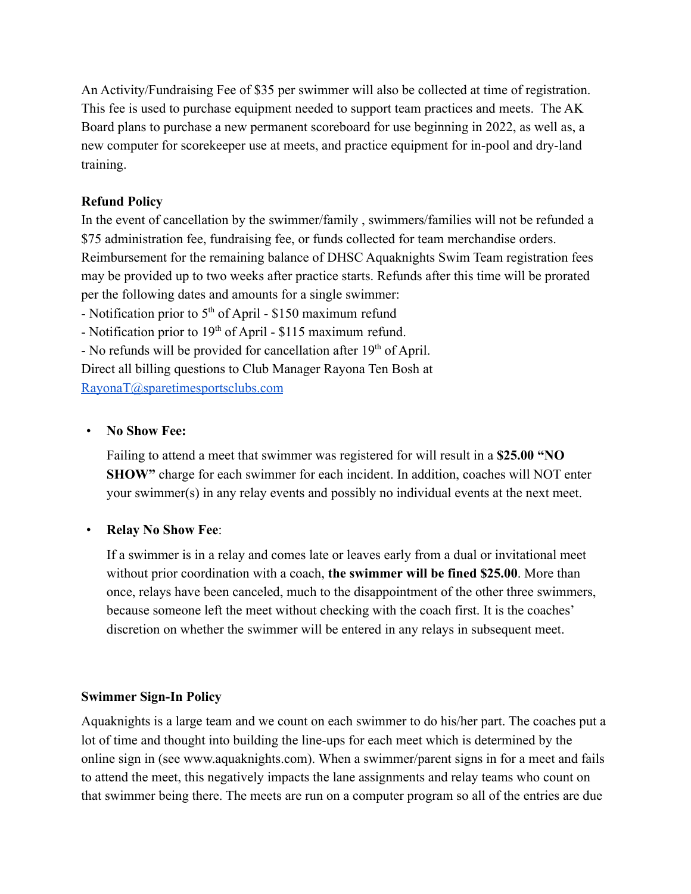An Activity/Fundraising Fee of $35 per swimmer will also be collected at time of registration. This fee is used to purchase equipment needed to support team practices and meets. The AK Board plans to purchase a new permanent scoreboard for use beginning in 2022, as well as, a new computer for scorekeeper use at meets, and practice equipment for in-pool and dry-land training.

**Refund Policy**

In the event of cancellation by the swimmer/family , swimmers/families will not be refunded a $75 administration fee, fundraising fee, or funds collected for team merchandise orders. Reimbursement for the remaining balance of DHSC Aquaknights Swim Team registration fees may be provided up to two weeks after practice starts. Refunds after this time will be prorated per the following dates and amounts for a single swimmer:

- Notification prior to 5th of April - $150 maximum refund
- Notification prior to 19th of April - $115 maximum refund.
- No refunds will be provided for cancellation after 19th of April.

Direct all billing questions to Club Manager Rayona Ten Bosh at [RayonaT@sparetimesportsclubs.com](mailto:RayonaT@sparetimesportsclubs.com)

- **No Show Fee:**

  Failing to attend a meet that swimmer was registered for will result in a **$25.00 "NO SHOW"** charge for each swimmer for each incident. In addition, coaches will NOT enter your swimmer(s) in any relay events and possibly no individual events at the next meet.

- **Relay No Show Fee**:

  If a swimmer is in a relay and comes late or leaves early from a dual or invitational meet without prior coordination with a coach, **the swimmer will be fined $25.00**. More than once, relays have been canceled, much to the disappointment of the other three swimmers, because someone left the meet without checking with the coach first. It is the coaches' discretion on whether the swimmer will be entered in any relays in subsequent meet.

**Swimmer Sign-In Policy**

Aquaknights is a large team and we count on each swimmer to do his/her part. The coaches put a lot of time and thought into building the line-ups for each meet which is determined by the online sign in (see www.aquaknights.com). When a swimmer/parent signs in for a meet and fails to attend the meet, this negatively impacts the lane assignments and relay teams who count on that swimmer being there. The meets are run on a computer program so all of the entries are due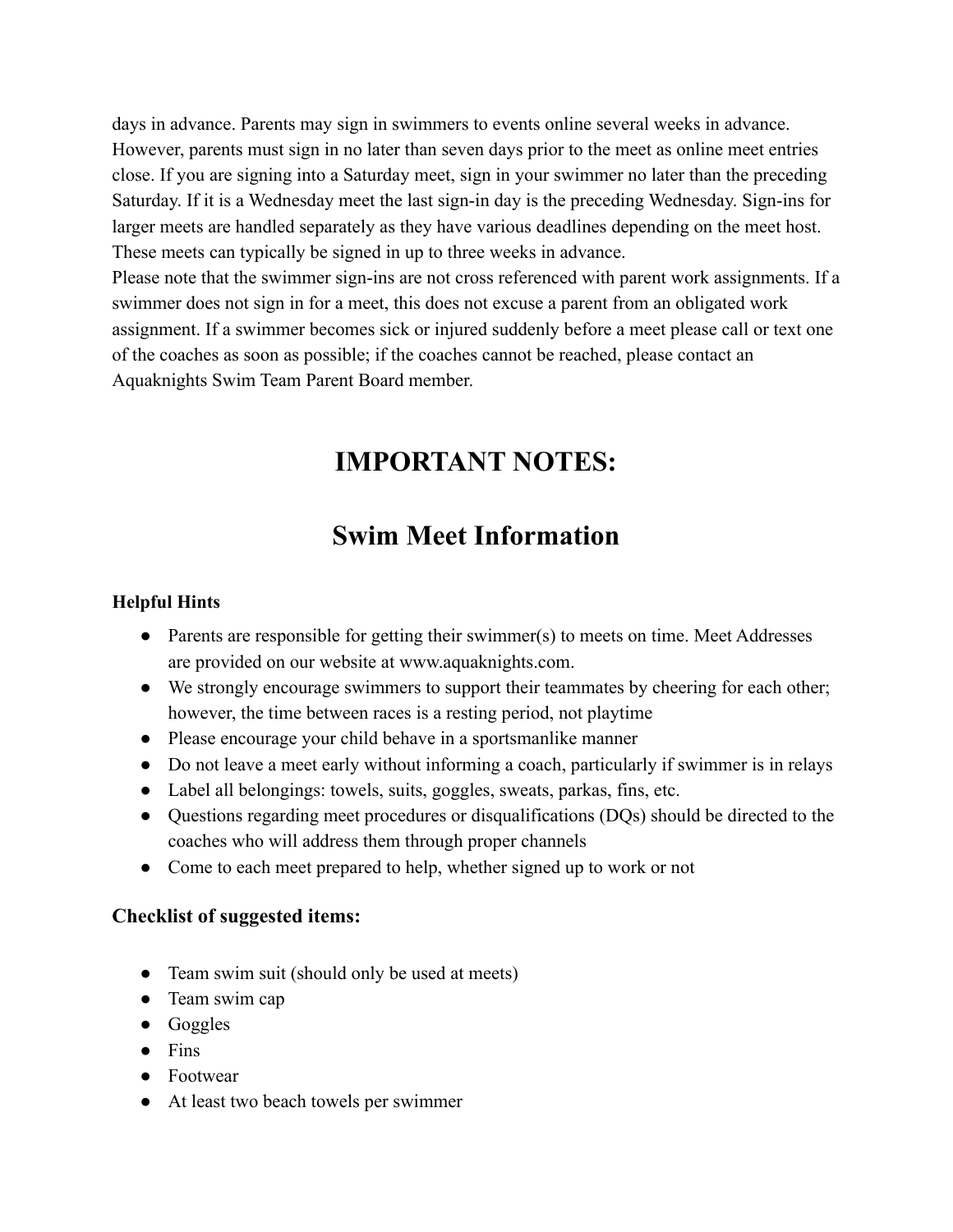days in advance. Parents may sign in swimmers to events online several weeks in advance. However, parents must sign in no later than seven days prior to the meet as online meet entries close. If you are signing into a Saturday meet, sign in your swimmer no later than the preceding Saturday. If it is a Wednesday meet the last sign-in day is the preceding Wednesday. Sign-ins for larger meets are handled separately as they have various deadlines depending on the meet host. These meets can typically be signed in up to three weeks in advance.
Please note that the swimmer sign-ins are not cross referenced with parent work assignments. If a swimmer does not sign in for a meet, this does not excuse a parent from an obligated work assignment. If a swimmer becomes sick or injured suddenly before a meet please call or text one of the coaches as soon as possible; if the coaches cannot be reached, please contact an Aquaknights Swim Team Parent Board member.

# IMPORTANT NOTES:

# Swim Meet Information

**Helpful Hints**

- Parents are responsible for getting their swimmer(s) to meets on time. Meet Addresses are provided on our website at www.aquaknights.com.
- We strongly encourage swimmers to support their teammates by cheering for each other; however, the time between races is a resting period, not playtime
- Please encourage your child behave in a sportsmanlike manner
- Do not leave a meet early without informing a coach, particularly if swimmer is in relays
- Label all belongings: towels, suits, goggles, sweats, parkas, fins, etc.
- Questions regarding meet procedures or disqualifications (DQs) should be directed to the coaches who will address them through proper channels
- Come to each meet prepared to help, whether signed up to work or not

**Checklist of suggested items:**

- Team swim suit (should only be used at meets)
- Team swim cap
- Goggles
- Fins
- Footwear
- At least two beach towels per swimmer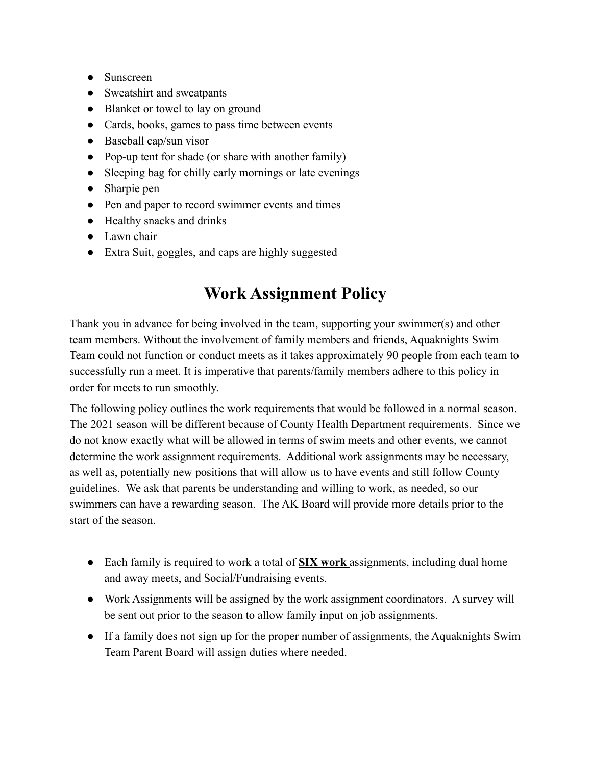- Sunscreen
- Sweatshirt and sweatpants
- Blanket or towel to lay on ground
- Cards, books, games to pass time between events
- Baseball cap/sun visor
- Pop-up tent for shade (or share with another family)
- Sleeping bag for chilly early mornings or late evenings
- Sharpie pen
- Pen and paper to record swimmer events and times
- Healthy snacks and drinks
- Lawn chair
- Extra Suit, goggles, and caps are highly suggested

# Work Assignment Policy

Thank you in advance for being involved in the team, supporting your swimmer(s) and other team members. Without the involvement of family members and friends, Aquaknights Swim Team could not function or conduct meets as it takes approximately 90 people from each team to successfully run a meet. It is imperative that parents/family members adhere to this policy in order for meets to run smoothly.

The following policy outlines the work requirements that would be followed in a normal season. The 2021 season will be different because of County Health Department requirements. Since we do not know exactly what will be allowed in terms of swim meets and other events, we cannot determine the work assignment requirements. Additional work assignments may be necessary, as well as, potentially new positions that will allow us to have events and still follow County guidelines. We ask that parents be understanding and willing to work, as needed, so our swimmers can have a rewarding season. The AK Board will provide more details prior to the start of the season.

- Each family is required to work a total of **<u>SIX work</u>** assignments, including dual home and away meets, and Social/Fundraising events.
- Work Assignments will be assigned by the work assignment coordinators. A survey will be sent out prior to the season to allow family input on job assignments.
- If a family does not sign up for the proper number of assignments, the Aquaknights Swim Team Parent Board will assign duties where needed.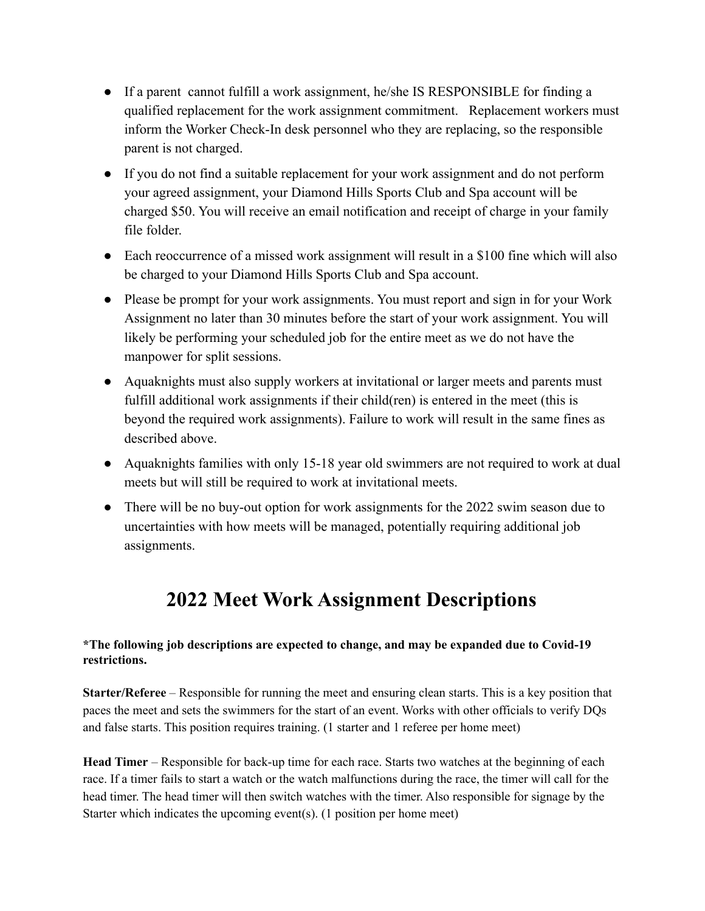- If a parent  cannot fulfill a work assignment, he/she IS RESPONSIBLE for finding a qualified replacement for the work assignment commitment.   Replacement workers must inform the Worker Check-In desk personnel who they are replacing, so the responsible parent is not charged.
- If you do not find a suitable replacement for your work assignment and do not perform your agreed assignment, your Diamond Hills Sports Club and Spa account will be charged $50. You will receive an email notification and receipt of charge in your family file folder.
- Each reoccurrence of a missed work assignment will result in a $100 fine which will also be charged to your Diamond Hills Sports Club and Spa account.
- Please be prompt for your work assignments. You must report and sign in for your Work Assignment no later than 30 minutes before the start of your work assignment. You will likely be performing your scheduled job for the entire meet as we do not have the manpower for split sessions.
- Aquaknights must also supply workers at invitational or larger meets and parents must fulfill additional work assignments if their child(ren) is entered in the meet (this is beyond the required work assignments). Failure to work will result in the same fines as described above.
- Aquaknights families with only 15-18 year old swimmers are not required to work at dual meets but will still be required to work at invitational meets.
- There will be no buy-out option for work assignments for the 2022 swim season due to uncertainties with how meets will be managed, potentially requiring additional job assignments.

# 2022 Meet Work Assignment Descriptions

**\*The following job descriptions are expected to change, and may be expanded due to Covid-19 restrictions.**

**Starter/Referee** – Responsible for running the meet and ensuring clean starts. This is a key position that paces the meet and sets the swimmers for the start of an event. Works with other officials to verify DQs and false starts. This position requires training. (1 starter and 1 referee per home meet)

**Head Timer** – Responsible for back-up time for each race. Starts two watches at the beginning of each race. If a timer fails to start a watch or the watch malfunctions during the race, the timer will call for the head timer. The head timer will then switch watches with the timer. Also responsible for signage by the Starter which indicates the upcoming event(s). (1 position per home meet)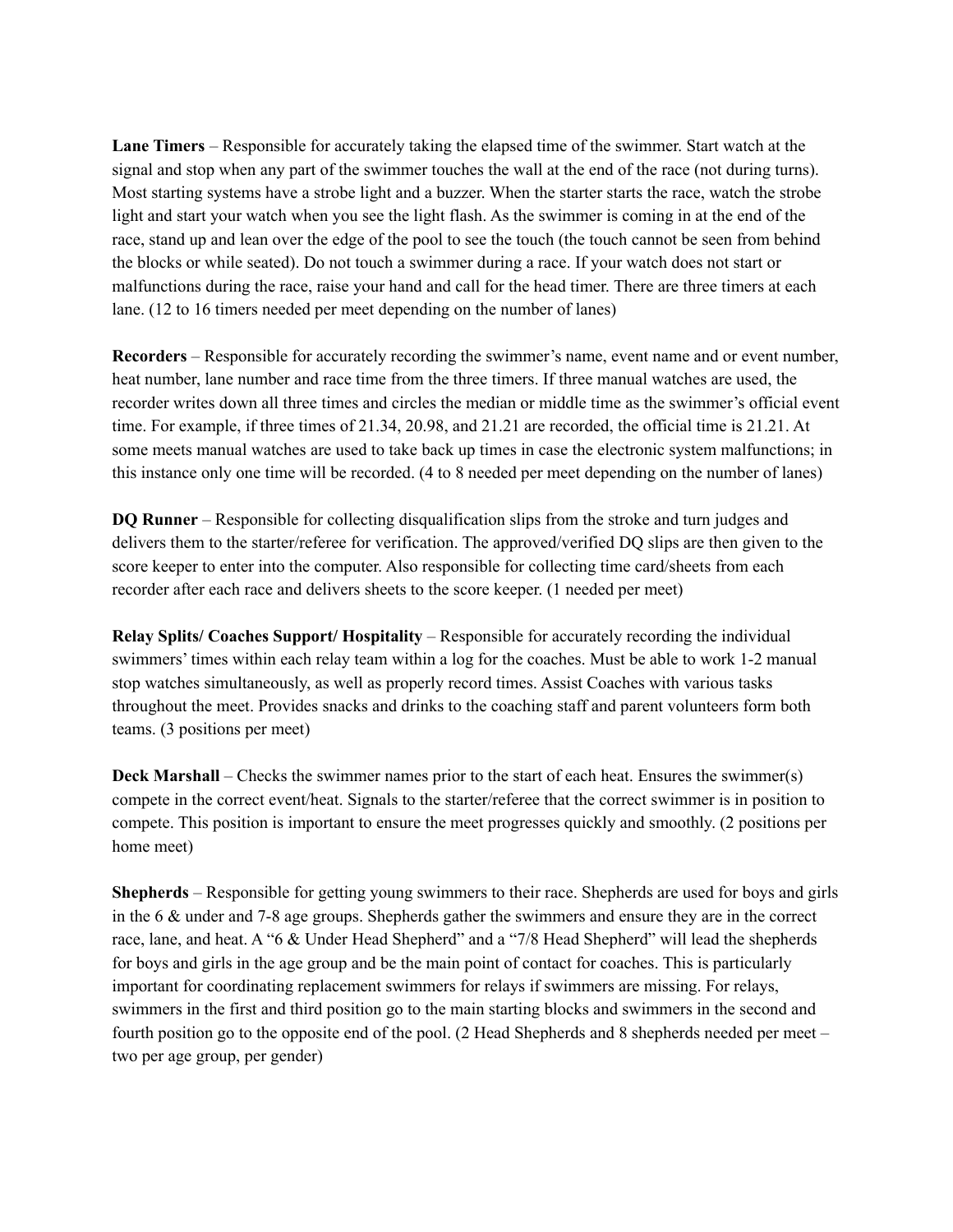**Lane Timers** – Responsible for accurately taking the elapsed time of the swimmer. Start watch at the signal and stop when any part of the swimmer touches the wall at the end of the race (not during turns). Most starting systems have a strobe light and a buzzer. When the starter starts the race, watch the strobe light and start your watch when you see the light flash. As the swimmer is coming in at the end of the race, stand up and lean over the edge of the pool to see the touch (the touch cannot be seen from behind the blocks or while seated). Do not touch a swimmer during a race. If your watch does not start or malfunctions during the race, raise your hand and call for the head timer. There are three timers at each lane. (12 to 16 timers needed per meet depending on the number of lanes)

**Recorders** – Responsible for accurately recording the swimmer's name, event name and or event number, heat number, lane number and race time from the three timers. If three manual watches are used, the recorder writes down all three times and circles the median or middle time as the swimmer's official event time. For example, if three times of 21.34, 20.98, and 21.21 are recorded, the official time is 21.21. At some meets manual watches are used to take back up times in case the electronic system malfunctions; in this instance only one time will be recorded. (4 to 8 needed per meet depending on the number of lanes)

**DQ Runner** – Responsible for collecting disqualification slips from the stroke and turn judges and delivers them to the starter/referee for verification. The approved/verified DQ slips are then given to the score keeper to enter into the computer. Also responsible for collecting time card/sheets from each recorder after each race and delivers sheets to the score keeper. (1 needed per meet)

**Relay Splits/ Coaches Support/ Hospitality** – Responsible for accurately recording the individual swimmers' times within each relay team within a log for the coaches. Must be able to work 1-2 manual stop watches simultaneously, as well as properly record times. Assist Coaches with various tasks throughout the meet. Provides snacks and drinks to the coaching staff and parent volunteers form both teams. (3 positions per meet)

**Deck Marshall** – Checks the swimmer names prior to the start of each heat. Ensures the swimmer(s) compete in the correct event/heat. Signals to the starter/referee that the correct swimmer is in position to compete. This position is important to ensure the meet progresses quickly and smoothly. (2 positions per home meet)

**Shepherds** – Responsible for getting young swimmers to their race. Shepherds are used for boys and girls in the 6 & under and 7-8 age groups. Shepherds gather the swimmers and ensure they are in the correct race, lane, and heat. A "6 & Under Head Shepherd" and a "7/8 Head Shepherd" will lead the shepherds for boys and girls in the age group and be the main point of contact for coaches. This is particularly important for coordinating replacement swimmers for relays if swimmers are missing. For relays, swimmers in the first and third position go to the main starting blocks and swimmers in the second and fourth position go to the opposite end of the pool. (2 Head Shepherds and 8 shepherds needed per meet – two per age group, per gender)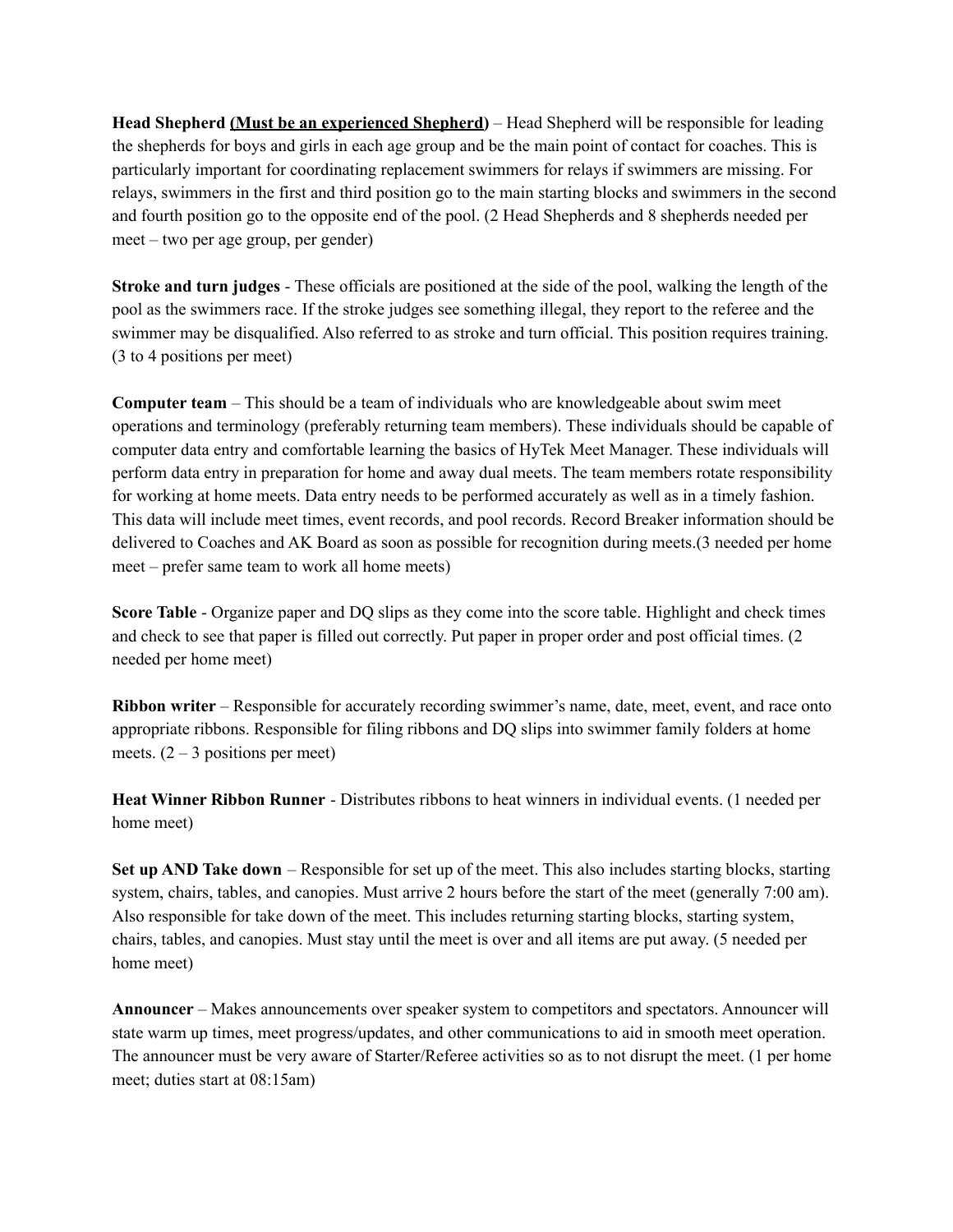**Head Shepherd <u>(Must be an experienced Shepherd)</u>** – Head Shepherd will be responsible for leading the shepherds for boys and girls in each age group and be the main point of contact for coaches. This is particularly important for coordinating replacement swimmers for relays if swimmers are missing. For relays, swimmers in the first and third position go to the main starting blocks and swimmers in the second and fourth position go to the opposite end of the pool. (2 Head Shepherds and 8 shepherds needed per meet – two per age group, per gender)

**Stroke and turn judges** - These officials are positioned at the side of the pool, walking the length of the pool as the swimmers race. If the stroke judges see something illegal, they report to the referee and the swimmer may be disqualified. Also referred to as stroke and turn official. This position requires training. (3 to 4 positions per meet)

**Computer team** – This should be a team of individuals who are knowledgeable about swim meet operations and terminology (preferably returning team members). These individuals should be capable of computer data entry and comfortable learning the basics of HyTek Meet Manager. These individuals will perform data entry in preparation for home and away dual meets. The team members rotate responsibility for working at home meets. Data entry needs to be performed accurately as well as in a timely fashion. This data will include meet times, event records, and pool records. Record Breaker information should be delivered to Coaches and AK Board as soon as possible for recognition during meets.(3 needed per home meet – prefer same team to work all home meets)

**Score Table** - Organize paper and DQ slips as they come into the score table. Highlight and check times and check to see that paper is filled out correctly. Put paper in proper order and post official times. (2 needed per home meet)

**Ribbon writer** – Responsible for accurately recording swimmer's name, date, meet, event, and race onto appropriate ribbons. Responsible for filing ribbons and DQ slips into swimmer family folders at home meets. (2 – 3 positions per meet)

**Heat Winner Ribbon Runner** - Distributes ribbons to heat winners in individual events. (1 needed per home meet)

**Set up AND Take down** – Responsible for set up of the meet. This also includes starting blocks, starting system, chairs, tables, and canopies. Must arrive 2 hours before the start of the meet (generally 7:00 am). Also responsible for take down of the meet. This includes returning starting blocks, starting system, chairs, tables, and canopies. Must stay until the meet is over and all items are put away. (5 needed per home meet)

**Announcer** – Makes announcements over speaker system to competitors and spectators. Announcer will state warm up times, meet progress/updates, and other communications to aid in smooth meet operation. The announcer must be very aware of Starter/Referee activities so as to not disrupt the meet. (1 per home meet; duties start at 08:15am)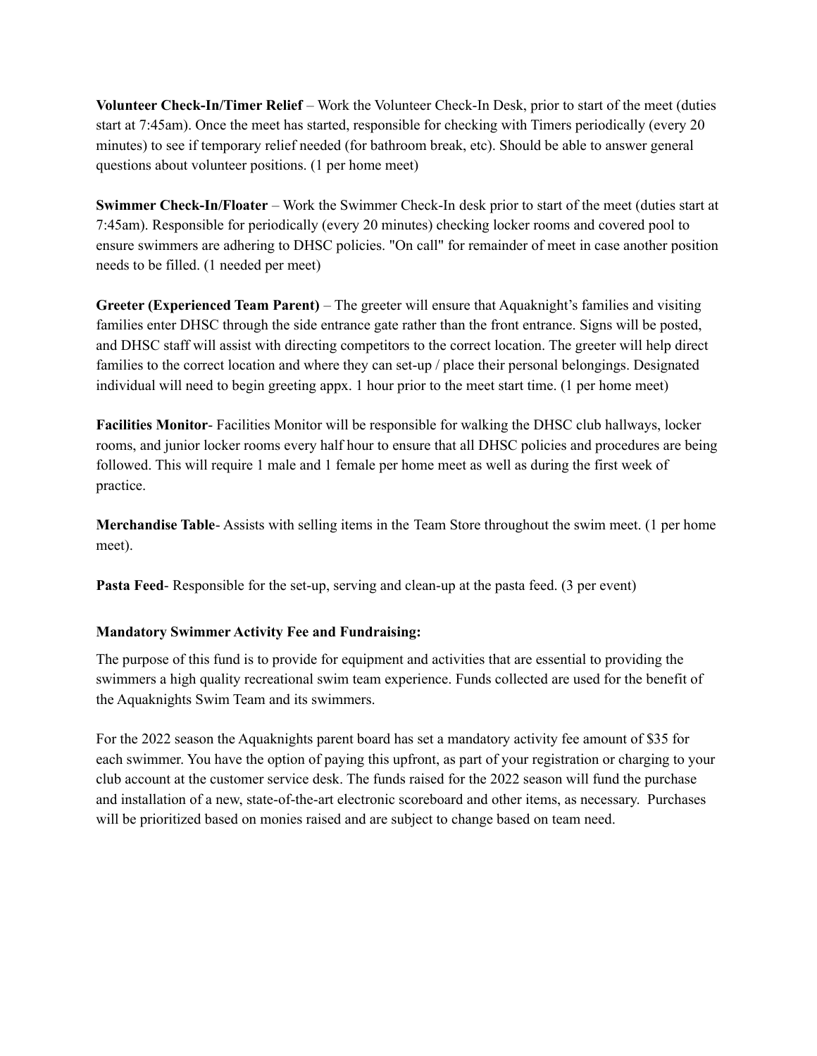**Volunteer Check-In/Timer Relief** – Work the Volunteer Check-In Desk, prior to start of the meet (duties start at 7:45am). Once the meet has started, responsible for checking with Timers periodically (every 20 minutes) to see if temporary relief needed (for bathroom break, etc). Should be able to answer general questions about volunteer positions. (1 per home meet)

**Swimmer Check-In/Floater** – Work the Swimmer Check-In desk prior to start of the meet (duties start at 7:45am). Responsible for periodically (every 20 minutes) checking locker rooms and covered pool to ensure swimmers are adhering to DHSC policies. "On call" for remainder of meet in case another position needs to be filled. (1 needed per meet)

**Greeter (Experienced Team Parent)** – The greeter will ensure that Aquaknight's families and visiting families enter DHSC through the side entrance gate rather than the front entrance. Signs will be posted, and DHSC staff will assist with directing competitors to the correct location. The greeter will help direct families to the correct location and where they can set-up / place their personal belongings. Designated individual will need to begin greeting appx. 1 hour prior to the meet start time. (1 per home meet)

**Facilities Monitor**- Facilities Monitor will be responsible for walking the DHSC club hallways, locker rooms, and junior locker rooms every half hour to ensure that all DHSC policies and procedures are being followed. This will require 1 male and 1 female per home meet as well as during the first week of practice.

**Merchandise Table**- Assists with selling items in the Team Store throughout the swim meet. (1 per home meet).

**Pasta Feed**- Responsible for the set-up, serving and clean-up at the pasta feed. (3 per event)

**Mandatory Swimmer Activity Fee and Fundraising:**

The purpose of this fund is to provide for equipment and activities that are essential to providing the swimmers a high quality recreational swim team experience. Funds collected are used for the benefit of the Aquaknights Swim Team and its swimmers.

For the 2022 season the Aquaknights parent board has set a mandatory activity fee amount of $35 for each swimmer. You have the option of paying this upfront, as part of your registration or charging to your club account at the customer service desk. The funds raised for the 2022 season will fund the purchase and installation of a new, state-of-the-art electronic scoreboard and other items, as necessary. Purchases will be prioritized based on monies raised and are subject to change based on team need.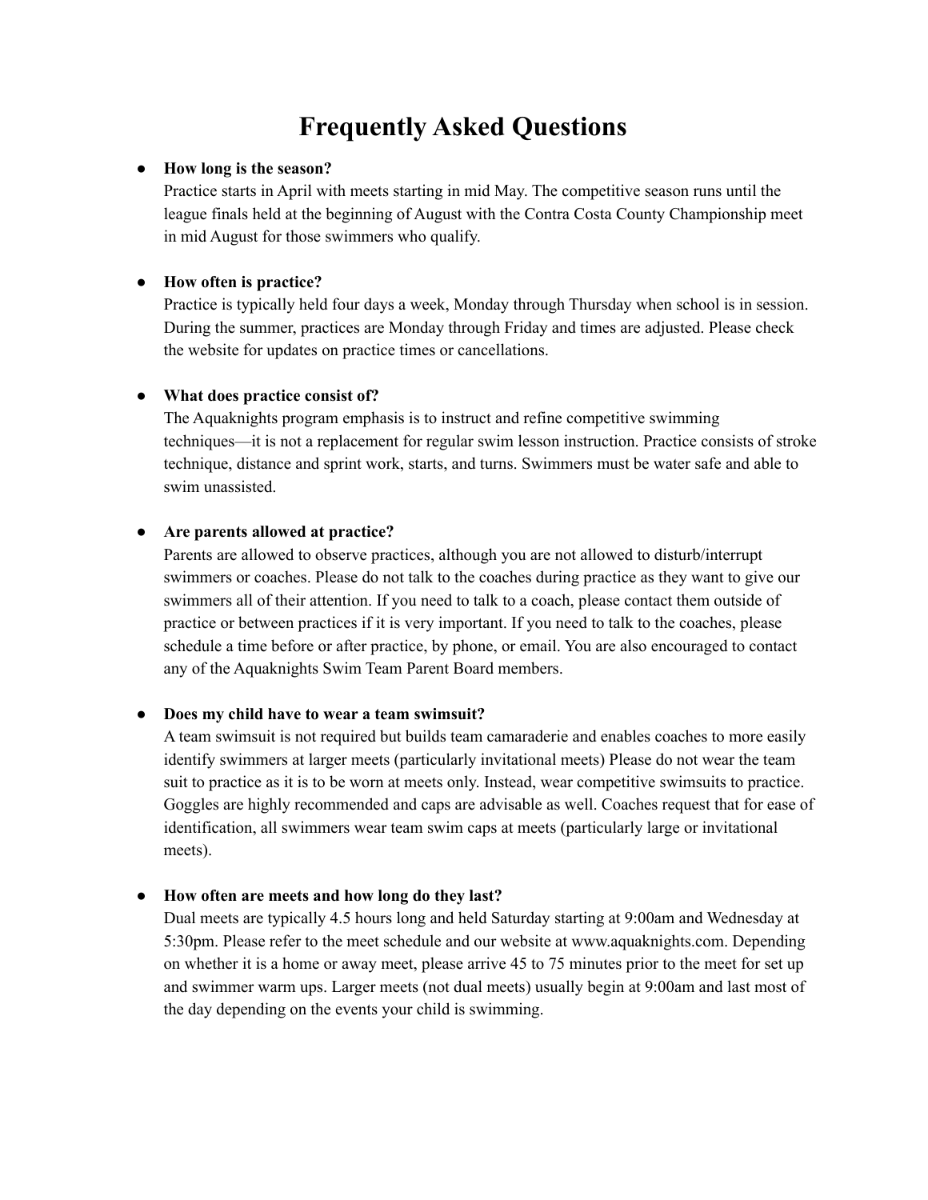# Frequently Asked Questions

- **How long is the season?**
  Practice starts in April with meets starting in mid May. The competitive season runs until the league finals held at the beginning of August with the Contra Costa County Championship meet in mid August for those swimmers who qualify.

- **How often is practice?**
  Practice is typically held four days a week, Monday through Thursday when school is in session. During the summer, practices are Monday through Friday and times are adjusted. Please check the website for updates on practice times or cancellations.

- **What does practice consist of?**
  The Aquaknights program emphasis is to instruct and refine competitive swimming techniques—it is not a replacement for regular swim lesson instruction. Practice consists of stroke technique, distance and sprint work, starts, and turns. Swimmers must be water safe and able to swim unassisted.

- **Are parents allowed at practice?**
  Parents are allowed to observe practices, although you are not allowed to disturb/interrupt swimmers or coaches. Please do not talk to the coaches during practice as they want to give our swimmers all of their attention. If you need to talk to a coach, please contact them outside of practice or between practices if it is very important. If you need to talk to the coaches, please schedule a time before or after practice, by phone, or email. You are also encouraged to contact any of the Aquaknights Swim Team Parent Board members.

- **Does my child have to wear a team swimsuit?**
  A team swimsuit is not required but builds team camaraderie and enables coaches to more easily identify swimmers at larger meets (particularly invitational meets) Please do not wear the team suit to practice as it is to be worn at meets only. Instead, wear competitive swimsuits to practice. Goggles are highly recommended and caps are advisable as well. Coaches request that for ease of identification, all swimmers wear team swim caps at meets (particularly large or invitational meets).

- **How often are meets and how long do they last?**
  Dual meets are typically 4.5 hours long and held Saturday starting at 9:00am and Wednesday at 5:30pm. Please refer to the meet schedule and our website at www.aquaknights.com. Depending on whether it is a home or away meet, please arrive 45 to 75 minutes prior to the meet for set up and swimmer warm ups. Larger meets (not dual meets) usually begin at 9:00am and last most of the day depending on the events your child is swimming.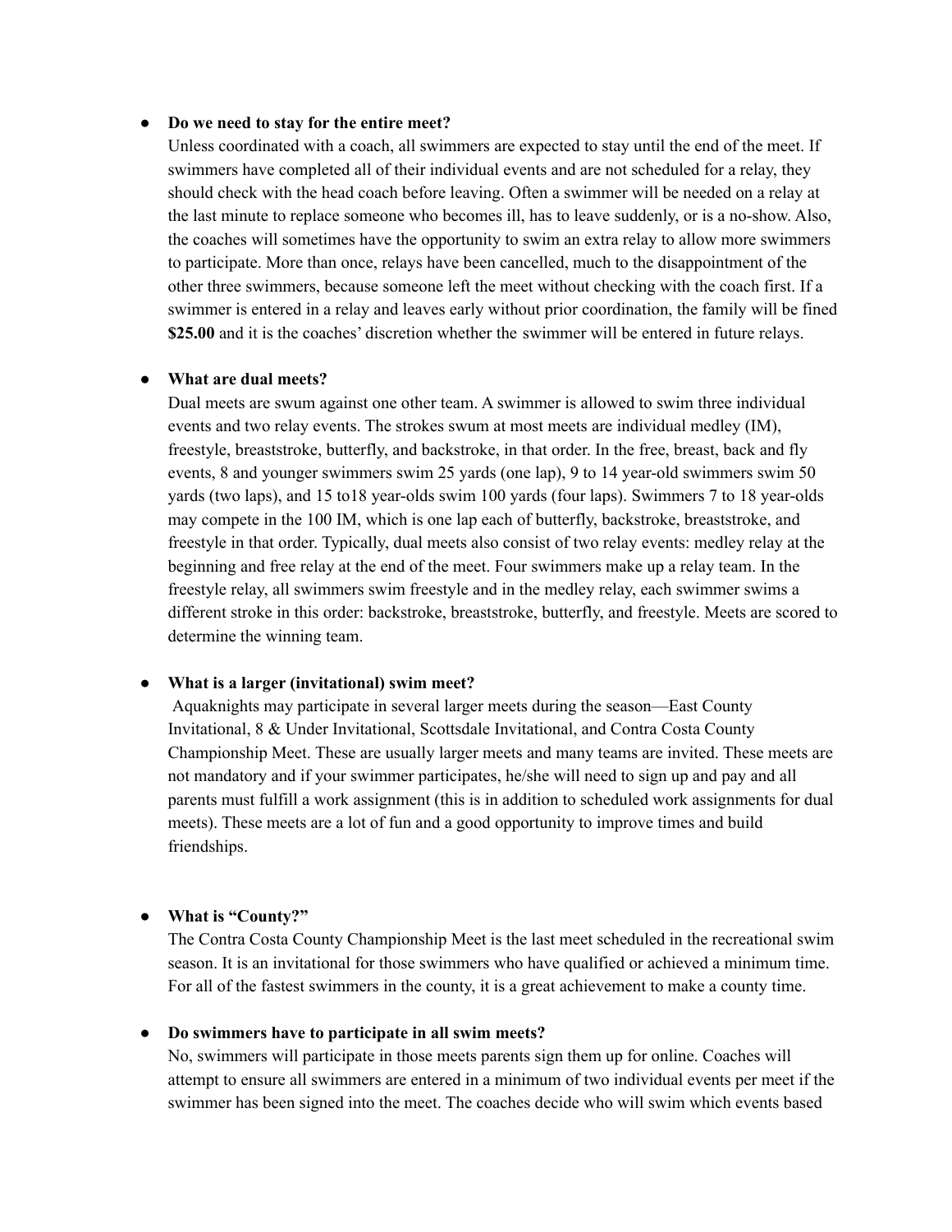- **Do we need to stay for the entire meet?**
  Unless coordinated with a coach, all swimmers are expected to stay until the end of the meet. If swimmers have completed all of their individual events and are not scheduled for a relay, they should check with the head coach before leaving. Often a swimmer will be needed on a relay at the last minute to replace someone who becomes ill, has to leave suddenly, or is a no-show. Also, the coaches will sometimes have the opportunity to swim an extra relay to allow more swimmers to participate. More than once, relays have been cancelled, much to the disappointment of the other three swimmers, because someone left the meet without checking with the coach first. If a swimmer is entered in a relay and leaves early without prior coordination, the family will be fined **$25.00** and it is the coaches' discretion whether the swimmer will be entered in future relays.

- **What are dual meets?**
  Dual meets are swum against one other team. A swimmer is allowed to swim three individual events and two relay events. The strokes swum at most meets are individual medley (IM), freestyle, breaststroke, butterfly, and backstroke, in that order. In the free, breast, back and fly events, 8 and younger swimmers swim 25 yards (one lap), 9 to 14 year-old swimmers swim 50 yards (two laps), and 15 to18 year-olds swim 100 yards (four laps). Swimmers 7 to 18 year-olds may compete in the 100 IM, which is one lap each of butterfly, backstroke, breaststroke, and freestyle in that order. Typically, dual meets also consist of two relay events: medley relay at the beginning and free relay at the end of the meet. Four swimmers make up a relay team. In the freestyle relay, all swimmers swim freestyle and in the medley relay, each swimmer swims a different stroke in this order: backstroke, breaststroke, butterfly, and freestyle. Meets are scored to determine the winning team.

- **What is a larger (invitational) swim meet?**
  Aquaknights may participate in several larger meets during the season—East County Invitational, 8 & Under Invitational, Scottsdale Invitational, and Contra Costa County Championship Meet. These are usually larger meets and many teams are invited. These meets are not mandatory and if your swimmer participates, he/she will need to sign up and pay and all parents must fulfill a work assignment (this is in addition to scheduled work assignments for dual meets). These meets are a lot of fun and a good opportunity to improve times and build friendships.

- **What is "County?"**
  The Contra Costa County Championship Meet is the last meet scheduled in the recreational swim season. It is an invitational for those swimmers who have qualified or achieved a minimum time. For all of the fastest swimmers in the county, it is a great achievement to make a county time.

- **Do swimmers have to participate in all swim meets?**
  No, swimmers will participate in those meets parents sign them up for online. Coaches will attempt to ensure all swimmers are entered in a minimum of two individual events per meet if the swimmer has been signed into the meet. The coaches decide who will swim which events based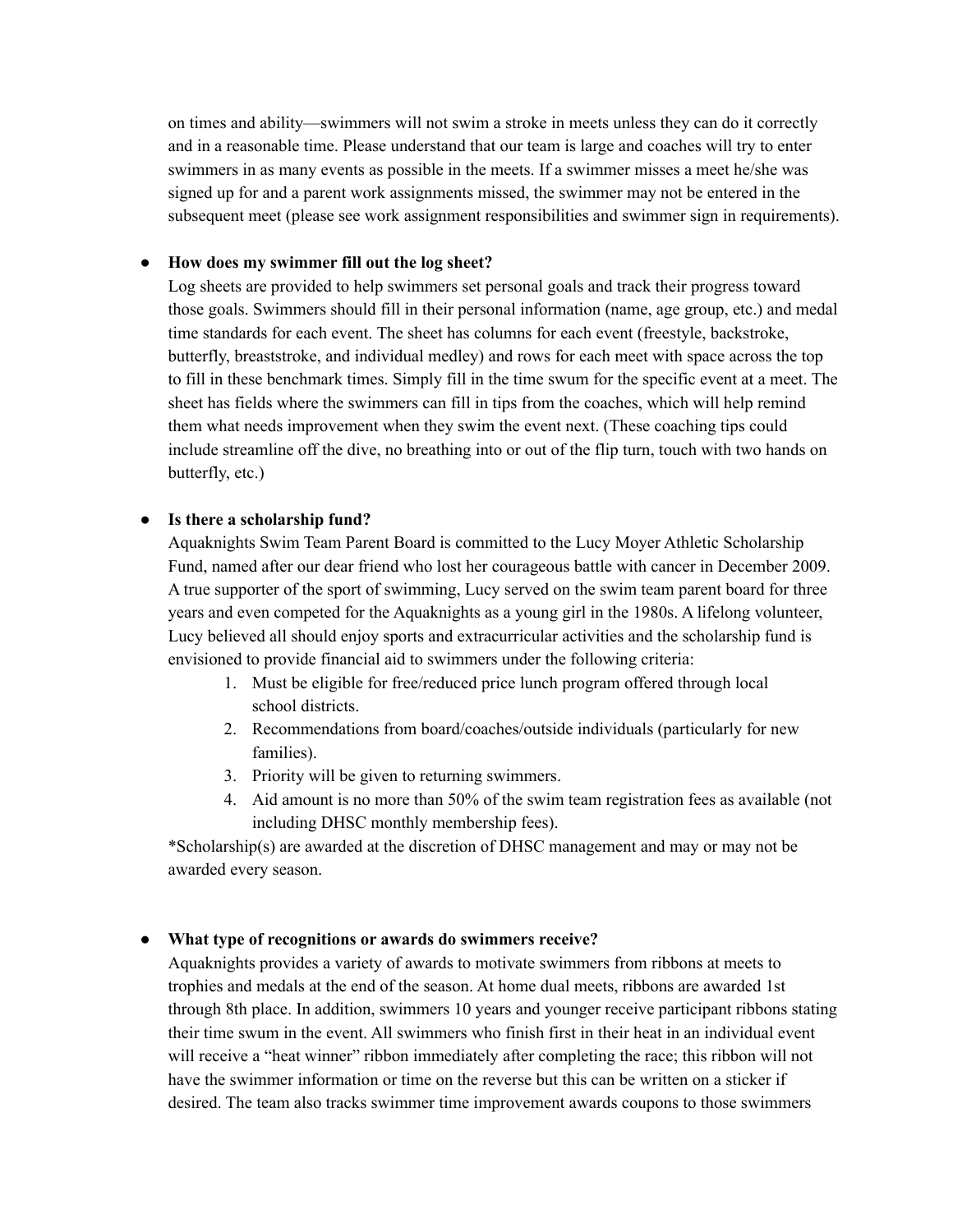on times and ability—swimmers will not swim a stroke in meets unless they can do it correctly and in a reasonable time. Please understand that our team is large and coaches will try to enter swimmers in as many events as possible in the meets. If a swimmer misses a meet he/she was signed up for and a parent work assignments missed, the swimmer may not be entered in the subsequent meet (please see work assignment responsibilities and swimmer sign in requirements).

- **How does my swimmer fill out the log sheet?**

  Log sheets are provided to help swimmers set personal goals and track their progress toward those goals. Swimmers should fill in their personal information (name, age group, etc.) and medal time standards for each event. The sheet has columns for each event (freestyle, backstroke, butterfly, breaststroke, and individual medley) and rows for each meet with space across the top to fill in these benchmark times. Simply fill in the time swum for the specific event at a meet. The sheet has fields where the swimmers can fill in tips from the coaches, which will help remind them what needs improvement when they swim the event next. (These coaching tips could include streamline off the dive, no breathing into or out of the flip turn, touch with two hands on butterfly, etc.)

- **Is there a scholarship fund?**

  Aquaknights Swim Team Parent Board is committed to the Lucy Moyer Athletic Scholarship Fund, named after our dear friend who lost her courageous battle with cancer in December 2009. A true supporter of the sport of swimming, Lucy served on the swim team parent board for three years and even competed for the Aquaknights as a young girl in the 1980s. A lifelong volunteer, Lucy believed all should enjoy sports and extracurricular activities and the scholarship fund is envisioned to provide financial aid to swimmers under the following criteria:

  1. Must be eligible for free/reduced price lunch program offered through local school districts.
  2. Recommendations from board/coaches/outside individuals (particularly for new families).
  3. Priority will be given to returning swimmers.
  4. Aid amount is no more than 50% of the swim team registration fees as available (not including DHSC monthly membership fees).

  *Scholarship(s) are awarded at the discretion of DHSC management and may or may not be awarded every season.

- **What type of recognitions or awards do swimmers receive?**

  Aquaknights provides a variety of awards to motivate swimmers from ribbons at meets to trophies and medals at the end of the season. At home dual meets, ribbons are awarded 1st through 8th place. In addition, swimmers 10 years and younger receive participant ribbons stating their time swum in the event. All swimmers who finish first in their heat in an individual event will receive a "heat winner" ribbon immediately after completing the race; this ribbon will not have the swimmer information or time on the reverse but this can be written on a sticker if desired. The team also tracks swimmer time improvement awards coupons to those swimmers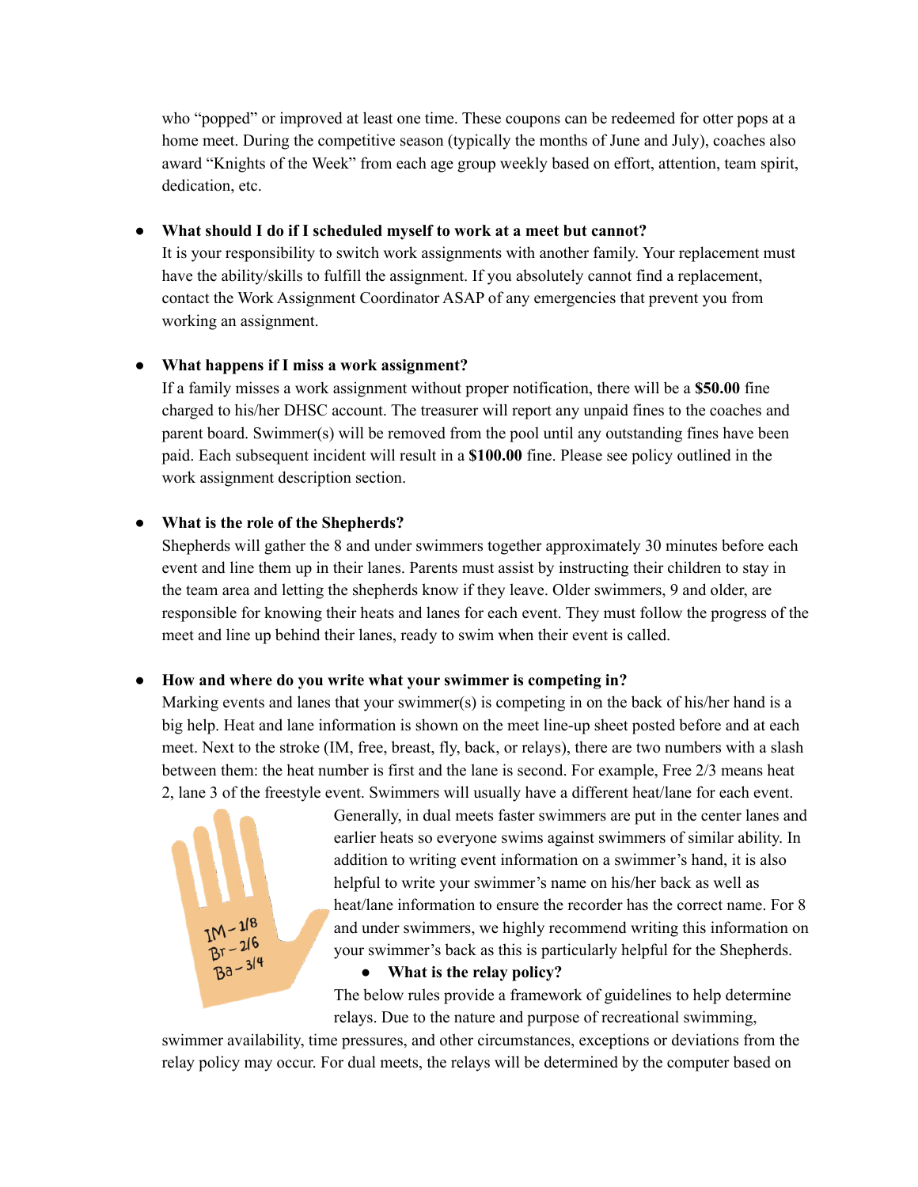who "popped" or improved at least one time. These coupons can be redeemed for otter pops at a home meet. During the competitive season (typically the months of June and July), coaches also award "Knights of the Week" from each age group weekly based on effort, attention, team spirit, dedication, etc.

- **What should I do if I scheduled myself to work at a meet but cannot?**
  It is your responsibility to switch work assignments with another family. Your replacement must have the ability/skills to fulfill the assignment. If you absolutely cannot find a replacement, contact the Work Assignment Coordinator ASAP of any emergencies that prevent you from working an assignment.

- **What happens if I miss a work assignment?**
  If a family misses a work assignment without proper notification, there will be a **$50.00** fine charged to his/her DHSC account. The treasurer will report any unpaid fines to the coaches and parent board. Swimmer(s) will be removed from the pool until any outstanding fines have been paid. Each subsequent incident will result in a **$100.00** fine. Please see policy outlined in the work assignment description section.

- **What is the role of the Shepherds?**
  Shepherds will gather the 8 and under swimmers together approximately 30 minutes before each event and line them up in their lanes. Parents must assist by instructing their children to stay in the team area and letting the shepherds know if they leave. Older swimmers, 9 and older, are responsible for knowing their heats and lanes for each event. They must follow the progress of the meet and line up behind their lanes, ready to swim when their event is called.

- **How and where do you write what your swimmer is competing in?**
  Marking events and lanes that your swimmer(s) is competing in on the back of his/her hand is a big help. Heat and lane information is shown on the meet line-up sheet posted before and at each meet. Next to the stroke (IM, free, breast, fly, back, or relays), there are two numbers with a slash between them: the heat number is first and the lane is second. For example, Free 2/3 means heat 2, lane 3 of the freestyle event. Swimmers will usually have a different heat/lane for each event. Generally, in dual meets faster swimmers are put in the center lanes and earlier heats so everyone swims against swimmers of similar ability. In addition to writing event information on a swimmer's hand, it is also helpful to write your swimmer's name on his/her back as well as heat/lane information to ensure the recorder has the correct name. For 8 and under swimmers, we highly recommend writing this information on your swimmer's back as this is particularly helpful for the Shepherds.

- **What is the relay policy?**
  The below rules provide a framework of guidelines to help determine relays. Due to the nature and purpose of recreational swimming, swimmer availability, time pressures, and other circumstances, exceptions or deviations from the relay policy may occur. For dual meets, the relays will be determined by the computer based on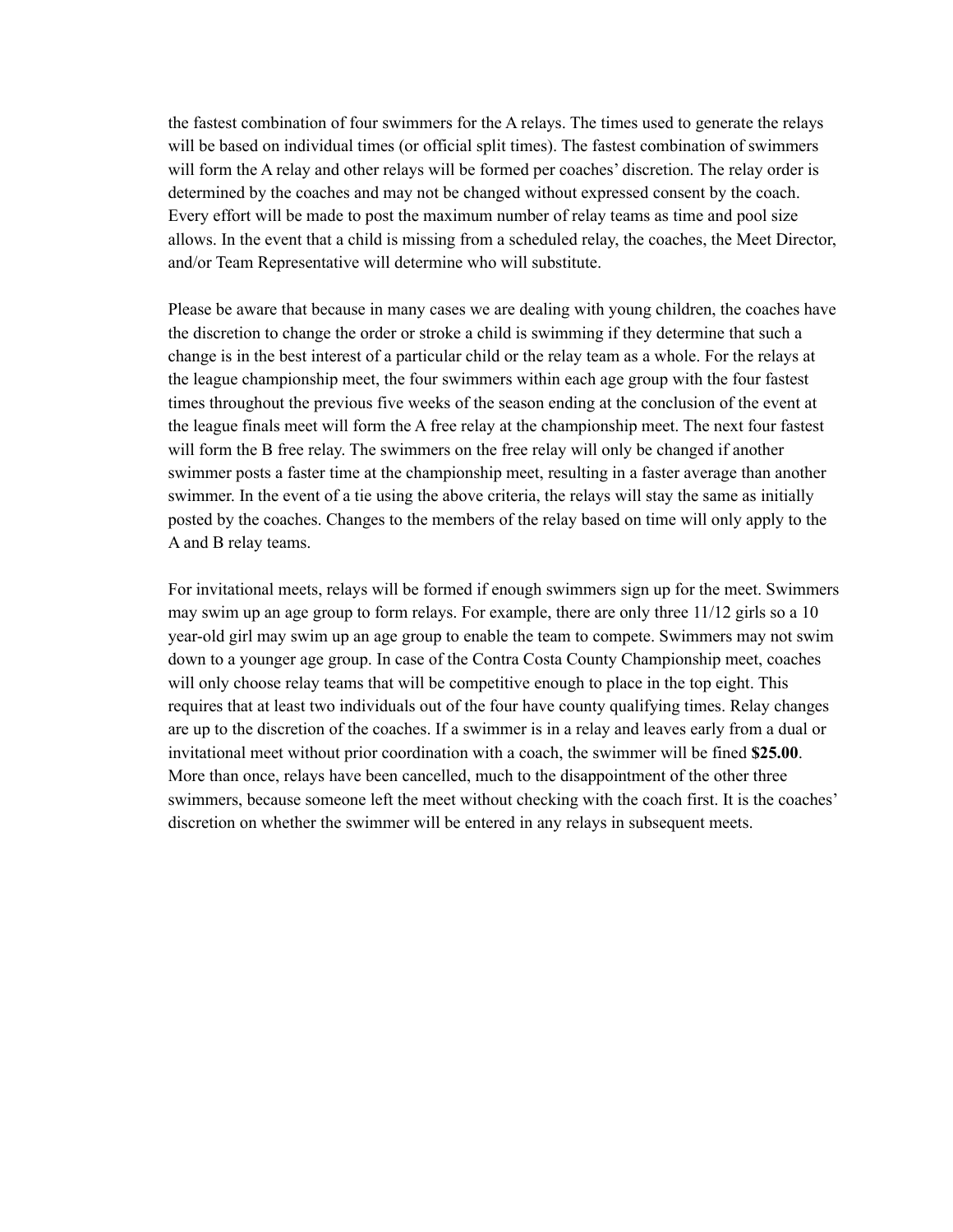the fastest combination of four swimmers for the A relays. The times used to generate the relays will be based on individual times (or official split times). The fastest combination of swimmers will form the A relay and other relays will be formed per coaches' discretion. The relay order is determined by the coaches and may not be changed without expressed consent by the coach. Every effort will be made to post the maximum number of relay teams as time and pool size allows. In the event that a child is missing from a scheduled relay, the coaches, the Meet Director, and/or Team Representative will determine who will substitute.

Please be aware that because in many cases we are dealing with young children, the coaches have the discretion to change the order or stroke a child is swimming if they determine that such a change is in the best interest of a particular child or the relay team as a whole. For the relays at the league championship meet, the four swimmers within each age group with the four fastest times throughout the previous five weeks of the season ending at the conclusion of the event at the league finals meet will form the A free relay at the championship meet. The next four fastest will form the B free relay. The swimmers on the free relay will only be changed if another swimmer posts a faster time at the championship meet, resulting in a faster average than another swimmer. In the event of a tie using the above criteria, the relays will stay the same as initially posted by the coaches. Changes to the members of the relay based on time will only apply to the A and B relay teams.

For invitational meets, relays will be formed if enough swimmers sign up for the meet. Swimmers may swim up an age group to form relays. For example, there are only three 11/12 girls so a 10 year-old girl may swim up an age group to enable the team to compete. Swimmers may not swim down to a younger age group. In case of the Contra Costa County Championship meet, coaches will only choose relay teams that will be competitive enough to place in the top eight. This requires that at least two individuals out of the four have county qualifying times. Relay changes are up to the discretion of the coaches. If a swimmer is in a relay and leaves early from a dual or invitational meet without prior coordination with a coach, the swimmer will be fined **$25.00**. More than once, relays have been cancelled, much to the disappointment of the other three swimmers, because someone left the meet without checking with the coach first. It is the coaches' discretion on whether the swimmer will be entered in any relays in subsequent meets.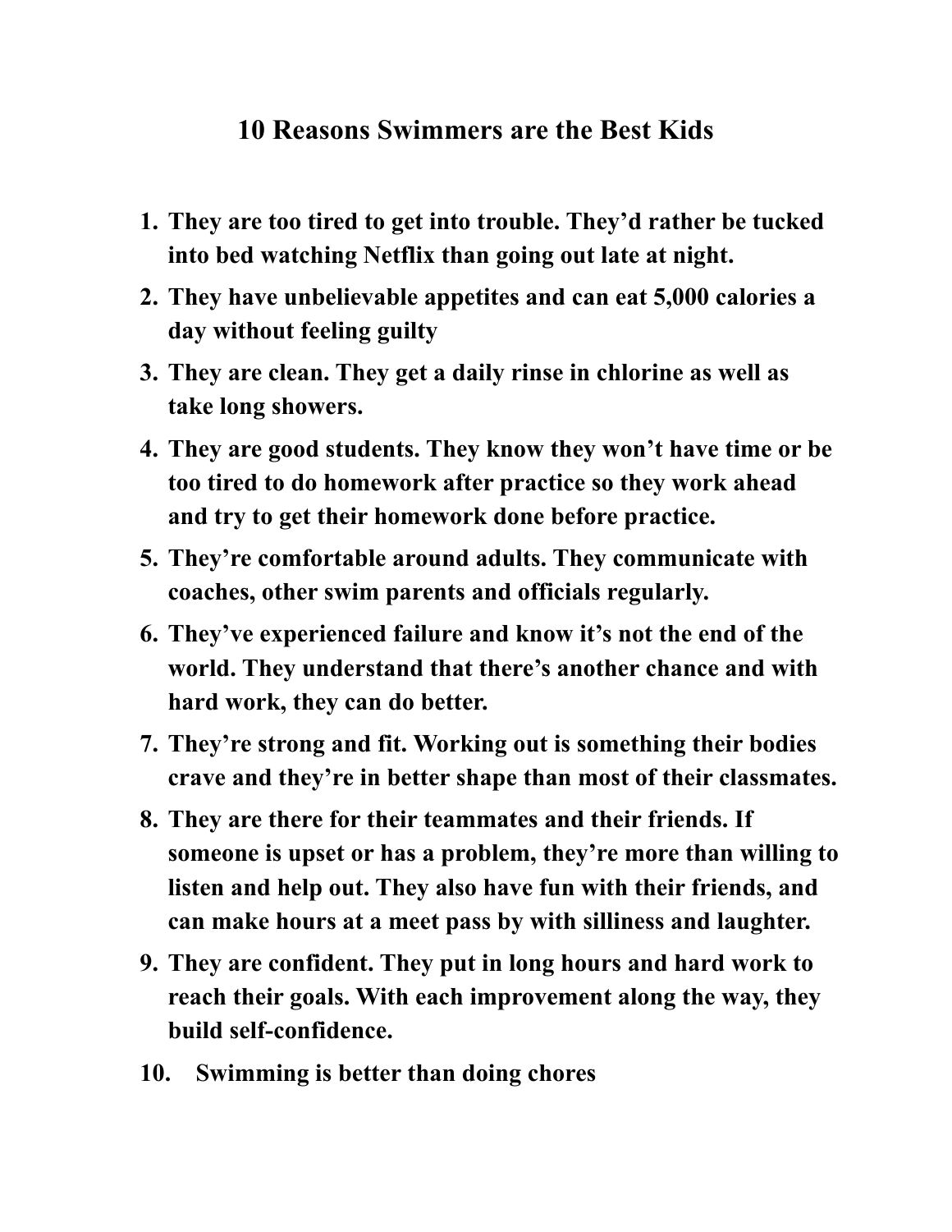# 10 Reasons Swimmers are the Best Kids

1. **They are too tired to get into trouble. They'd rather be tucked into bed watching Netflix than going out late at night.**
2. **They have unbelievable appetites and can eat 5,000 calories a day without feeling guilty**
3. **They are clean. They get a daily rinse in chlorine as well as take long showers.**
4. **They are good students. They know they won't have time or be too tired to do homework after practice so they work ahead and try to get their homework done before practice.**
5. **They're comfortable around adults. They communicate with coaches, other swim parents and officials regularly.**
6. **They've experienced failure and know it's not the end of the world. They understand that there's another chance and with hard work, they can do better.**
7. **They're strong and fit. Working out is something their bodies crave and they're in better shape than most of their classmates.**
8. **They are there for their teammates and their friends. If someone is upset or has a problem, they're more than willing to listen and help out. They also have fun with their friends, and can make hours at a meet pass by with silliness and laughter.**
9. **They are confident. They put in long hours and hard work to reach their goals. With each improvement along the way, they build self-confidence.**
10. **Swimming is better than doing chores**